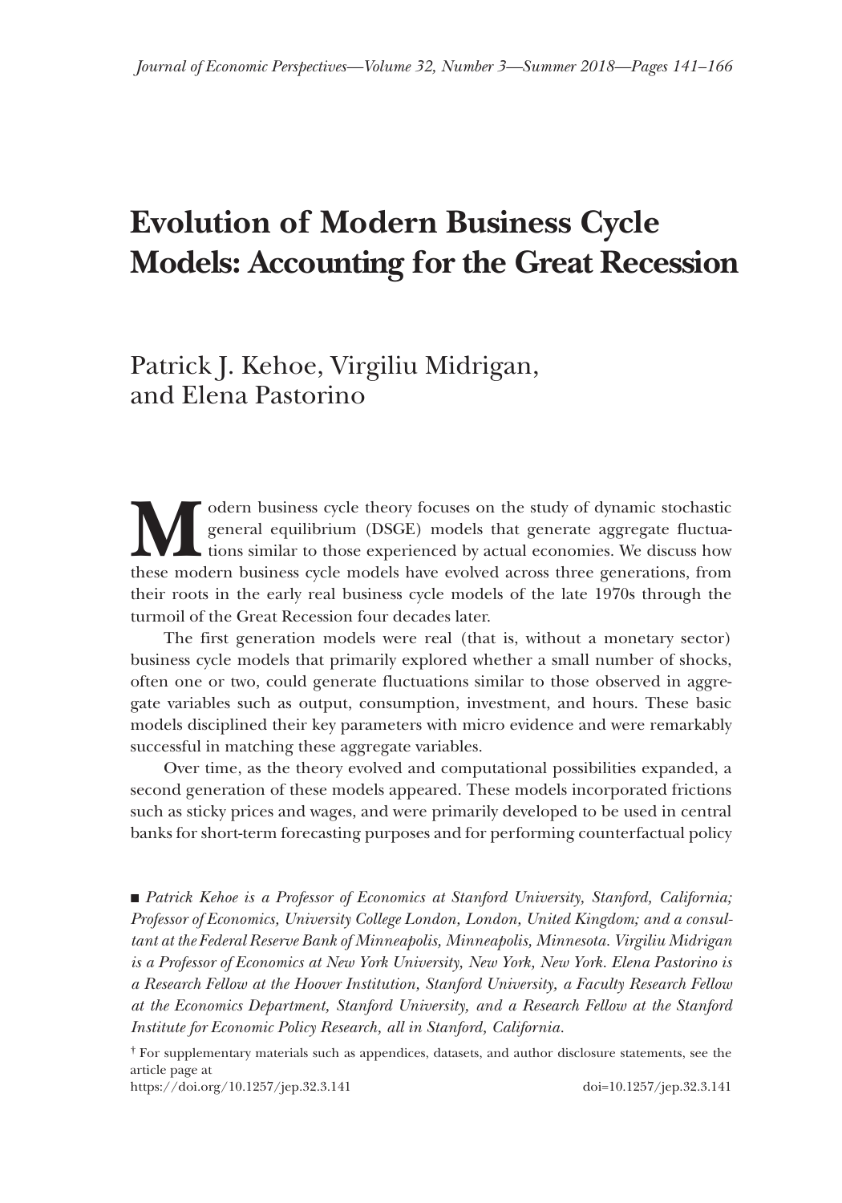# Evolution of Modern Business Cycle Models: Accounting for the Great Recession

Patrick J. Kehoe, Virgiliu Midrigan, and Elena Pastorino

Modern business cycle theory focuses on the study of dynamic stochastic general equilibrium (DSGE) models that generate aggregate fluctuations similar to those experienced by actual economies. We discuss how these modern business cycle models have evolved across three generations, from their roots in the early real business cycle models of the late 1970s through the turmoil of the Great Recession four decades later.

The first generation models were real (that is, without a monetary sector) business cycle models that primarily explored whether a small number of shocks, often one or two, could generate fluctuations similar to those observed in aggregate variables such as output, consumption, investment, and hours. These basic models disciplined their key parameters with micro evidence and were remarkably successful in matching these aggregate variables.

Over time, as the theory evolved and computational possibilities expanded, a second generation of these models appeared. These models incorporated frictions such as sticky prices and wages, and were primarily developed to be used in central banks for short-term forecasting purposes and for performing counterfactual policy

■ *Patrick Kehoe is a Professor of Economics at Stanford University, Stanford, California; Professor of Economics, University College London, London, United Kingdom; and a consultant at the Federal Reserve Bank of Minneapolis, Minneapolis, Minnesota. Virgiliu Midrigan is a Professor of Economics at New York University, New York, New York. Elena Pastorino is a Research Fellow at the Hoover Institution, Stanford University, a Faculty Research Fellow at the Economics Department, Stanford University, and a Research Fellow at the Stanford Institute for Economic Policy Research, all in Stanford, California.*

† For supplementary materials such as appendices, datasets, and author disclosure statements, see the article page at
https://doi.org/10.1257/jep.32.3.141 doi=10.1257/jep.32.3.141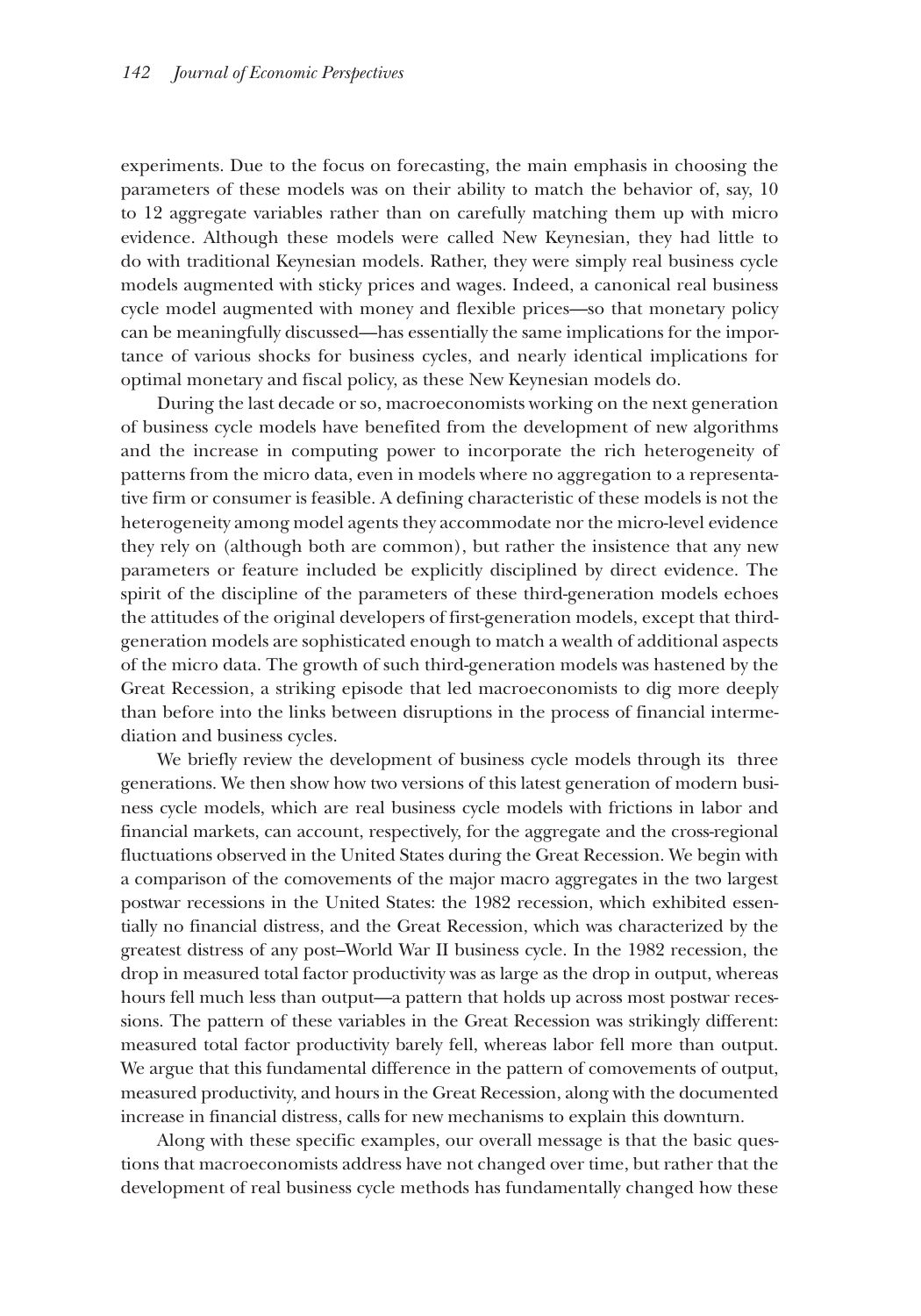experiments. Due to the focus on forecasting, the main emphasis in choosing the parameters of these models was on their ability to match the behavior of, say, 10 to 12 aggregate variables rather than on carefully matching them up with micro evidence. Although these models were called New Keynesian, they had little to do with traditional Keynesian models. Rather, they were simply real business cycle models augmented with sticky prices and wages. Indeed, a canonical real business cycle model augmented with money and flexible prices—so that monetary policy can be meaningfully discussed—has essentially the same implications for the importance of various shocks for business cycles, and nearly identical implications for optimal monetary and fiscal policy, as these New Keynesian models do.

During the last decade or so, macroeconomists working on the next generation of business cycle models have benefited from the development of new algorithms and the increase in computing power to incorporate the rich heterogeneity of patterns from the micro data, even in models where no aggregation to a representative firm or consumer is feasible. A defining characteristic of these models is not the heterogeneity among model agents they accommodate nor the micro-level evidence they rely on (although both are common), but rather the insistence that any new parameters or feature included be explicitly disciplined by direct evidence. The spirit of the discipline of the parameters of these third-generation models echoes the attitudes of the original developers of first-generation models, except that third-generation models are sophisticated enough to match a wealth of additional aspects of the micro data. The growth of such third-generation models was hastened by the Great Recession, a striking episode that led macroeconomists to dig more deeply than before into the links between disruptions in the process of financial intermediation and business cycles.

We briefly review the development of business cycle models through its three generations. We then show how two versions of this latest generation of modern business cycle models, which are real business cycle models with frictions in labor and financial markets, can account, respectively, for the aggregate and the cross-regional fluctuations observed in the United States during the Great Recession. We begin with a comparison of the comovements of the major macro aggregates in the two largest postwar recessions in the United States: the 1982 recession, which exhibited essentially no financial distress, and the Great Recession, which was characterized by the greatest distress of any post–World War II business cycle. In the 1982 recession, the drop in measured total factor productivity was as large as the drop in output, whereas hours fell much less than output—a pattern that holds up across most postwar recessions. The pattern of these variables in the Great Recession was strikingly different: measured total factor productivity barely fell, whereas labor fell more than output. We argue that this fundamental difference in the pattern of comovements of output, measured productivity, and hours in the Great Recession, along with the documented increase in financial distress, calls for new mechanisms to explain this downturn.

Along with these specific examples, our overall message is that the basic questions that macroeconomists address have not changed over time, but rather that the development of real business cycle methods has fundamentally changed how these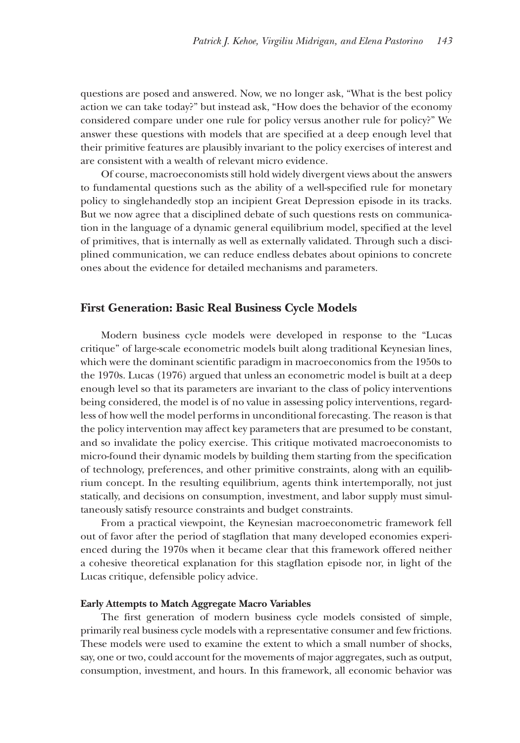questions are posed and answered. Now, we no longer ask, "What is the best policy action we can take today?" but instead ask, "How does the behavior of the economy considered compare under one rule for policy versus another rule for policy?" We answer these questions with models that are specified at a deep enough level that their primitive features are plausibly invariant to the policy exercises of interest and are consistent with a wealth of relevant micro evidence.

Of course, macroeconomists still hold widely divergent views about the answers to fundamental questions such as the ability of a well-specified rule for monetary policy to singlehandedly stop an incipient Great Depression episode in its tracks. But we now agree that a disciplined debate of such questions rests on communication in the language of a dynamic general equilibrium model, specified at the level of primitives, that is internally as well as externally validated. Through such a disciplined communication, we can reduce endless debates about opinions to concrete ones about the evidence for detailed mechanisms and parameters.

## First Generation: Basic Real Business Cycle Models

Modern business cycle models were developed in response to the "Lucas critique" of large-scale econometric models built along traditional Keynesian lines, which were the dominant scientific paradigm in macroeconomics from the 1950s to the 1970s. Lucas (1976) argued that unless an econometric model is built at a deep enough level so that its parameters are invariant to the class of policy interventions being considered, the model is of no value in assessing policy interventions, regardless of how well the model performs in unconditional forecasting. The reason is that the policy intervention may affect key parameters that are presumed to be constant, and so invalidate the policy exercise. This critique motivated macroeconomists to micro-found their dynamic models by building them starting from the specification of technology, preferences, and other primitive constraints, along with an equilibrium concept. In the resulting equilibrium, agents think intertemporally, not just statically, and decisions on consumption, investment, and labor supply must simultaneously satisfy resource constraints and budget constraints.

From a practical viewpoint, the Keynesian macroeconometric framework fell out of favor after the period of stagflation that many developed economies experienced during the 1970s when it became clear that this framework offered neither a cohesive theoretical explanation for this stagflation episode nor, in light of the Lucas critique, defensible policy advice.

### Early Attempts to Match Aggregate Macro Variables

The first generation of modern business cycle models consisted of simple, primarily real business cycle models with a representative consumer and few frictions. These models were used to examine the extent to which a small number of shocks, say, one or two, could account for the movements of major aggregates, such as output, consumption, investment, and hours. In this framework, all economic behavior was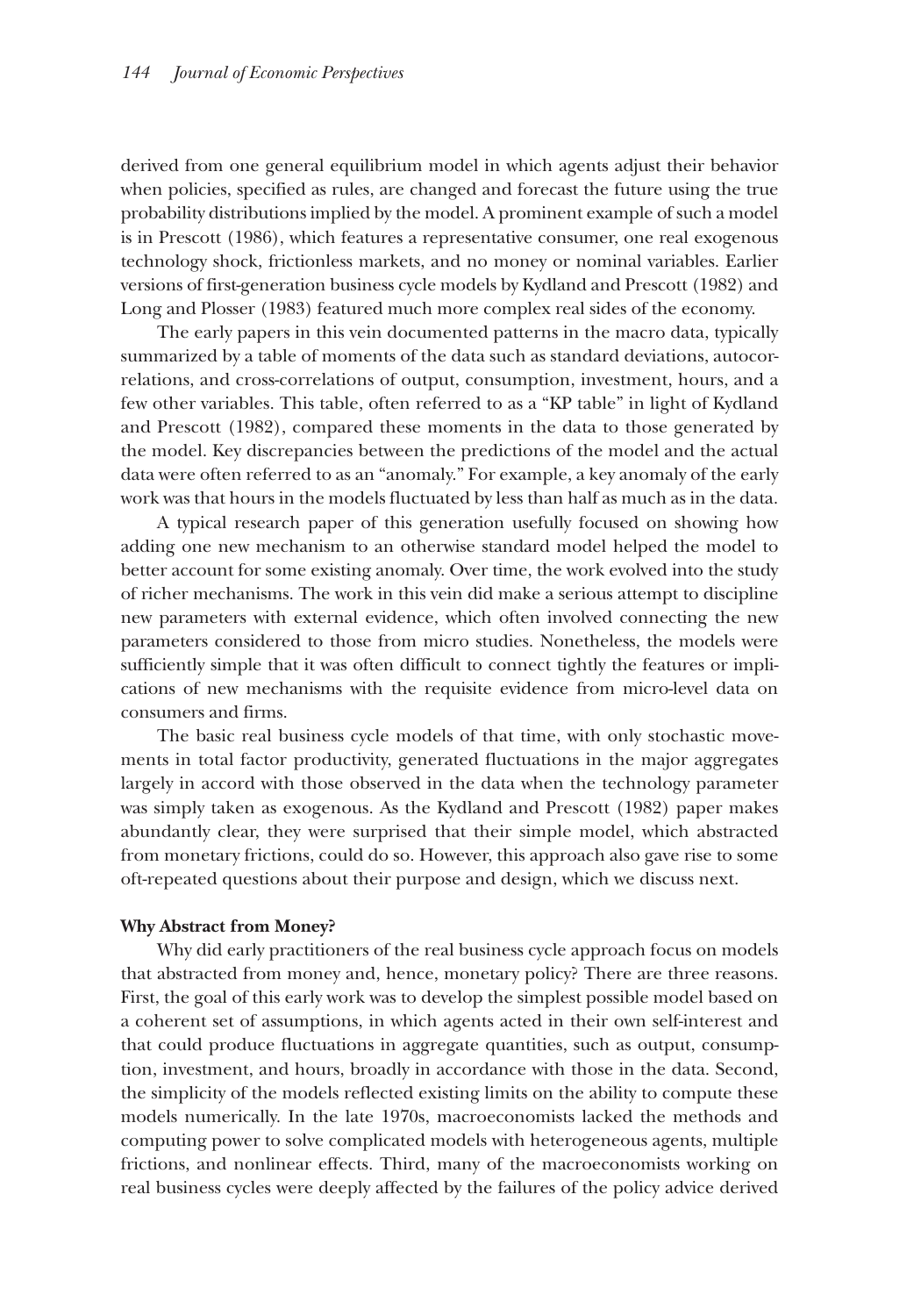derived from one general equilibrium model in which agents adjust their behavior when policies, specified as rules, are changed and forecast the future using the true probability distributions implied by the model. A prominent example of such a model is in Prescott (1986), which features a representative consumer, one real exogenous technology shock, frictionless markets, and no money or nominal variables. Earlier versions of first-generation business cycle models by Kydland and Prescott (1982) and Long and Plosser (1983) featured much more complex real sides of the economy.

The early papers in this vein documented patterns in the macro data, typically summarized by a table of moments of the data such as standard deviations, autocorrelations, and cross-correlations of output, consumption, investment, hours, and a few other variables. This table, often referred to as a "KP table" in light of Kydland and Prescott (1982), compared these moments in the data to those generated by the model. Key discrepancies between the predictions of the model and the actual data were often referred to as an "anomaly." For example, a key anomaly of the early work was that hours in the models fluctuated by less than half as much as in the data.

A typical research paper of this generation usefully focused on showing how adding one new mechanism to an otherwise standard model helped the model to better account for some existing anomaly. Over time, the work evolved into the study of richer mechanisms. The work in this vein did make a serious attempt to discipline new parameters with external evidence, which often involved connecting the new parameters considered to those from micro studies. Nonetheless, the models were sufficiently simple that it was often difficult to connect tightly the features or implications of new mechanisms with the requisite evidence from micro-level data on consumers and firms.

The basic real business cycle models of that time, with only stochastic movements in total factor productivity, generated fluctuations in the major aggregates largely in accord with those observed in the data when the technology parameter was simply taken as exogenous. As the Kydland and Prescott (1982) paper makes abundantly clear, they were surprised that their simple model, which abstracted from monetary frictions, could do so. However, this approach also gave rise to some oft-repeated questions about their purpose and design, which we discuss next.

#### Why Abstract from Money?

Why did early practitioners of the real business cycle approach focus on models that abstracted from money and, hence, monetary policy? There are three reasons. First, the goal of this early work was to develop the simplest possible model based on a coherent set of assumptions, in which agents acted in their own self-interest and that could produce fluctuations in aggregate quantities, such as output, consumption, investment, and hours, broadly in accordance with those in the data. Second, the simplicity of the models reflected existing limits on the ability to compute these models numerically. In the late 1970s, macroeconomists lacked the methods and computing power to solve complicated models with heterogeneous agents, multiple frictions, and nonlinear effects. Third, many of the macroeconomists working on real business cycles were deeply affected by the failures of the policy advice derived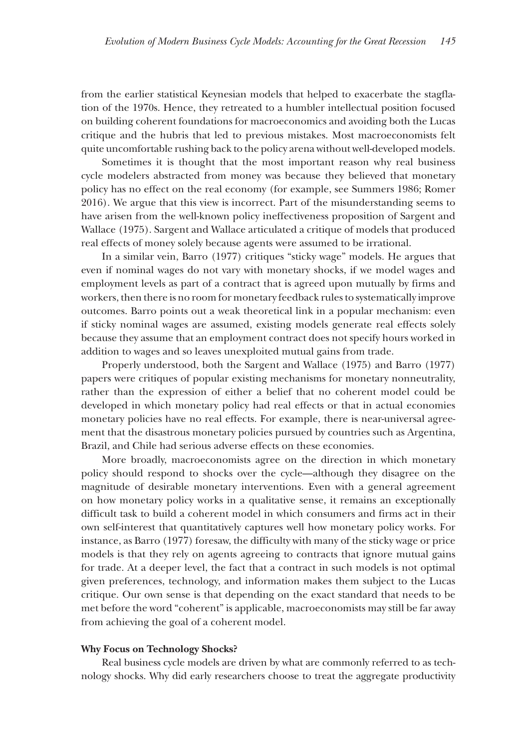from the earlier statistical Keynesian models that helped to exacerbate the stagflation of the 1970s. Hence, they retreated to a humbler intellectual position focused on building coherent foundations for macroeconomics and avoiding both the Lucas critique and the hubris that led to previous mistakes. Most macroeconomists felt quite uncomfortable rushing back to the policy arena without well-developed models.

Sometimes it is thought that the most important reason why real business cycle modelers abstracted from money was because they believed that monetary policy has no effect on the real economy (for example, see Summers 1986; Romer 2016). We argue that this view is incorrect. Part of the misunderstanding seems to have arisen from the well-known policy ineffectiveness proposition of Sargent and Wallace (1975). Sargent and Wallace articulated a critique of models that produced real effects of money solely because agents were assumed to be irrational.

In a similar vein, Barro (1977) critiques "sticky wage" models. He argues that even if nominal wages do not vary with monetary shocks, if we model wages and employment levels as part of a contract that is agreed upon mutually by firms and workers, then there is no room for monetary feedback rules to systematically improve outcomes. Barro points out a weak theoretical link in a popular mechanism: even if sticky nominal wages are assumed, existing models generate real effects solely because they assume that an employment contract does not specify hours worked in addition to wages and so leaves unexploited mutual gains from trade.

Properly understood, both the Sargent and Wallace (1975) and Barro (1977) papers were critiques of popular existing mechanisms for monetary nonneutrality, rather than the expression of either a belief that no coherent model could be developed in which monetary policy had real effects or that in actual economies monetary policies have no real effects. For example, there is near-universal agreement that the disastrous monetary policies pursued by countries such as Argentina, Brazil, and Chile had serious adverse effects on these economies.

More broadly, macroeconomists agree on the direction in which monetary policy should respond to shocks over the cycle—although they disagree on the magnitude of desirable monetary interventions. Even with a general agreement on how monetary policy works in a qualitative sense, it remains an exceptionally difficult task to build a coherent model in which consumers and firms act in their own self-interest that quantitatively captures well how monetary policy works. For instance, as Barro (1977) foresaw, the difficulty with many of the sticky wage or price models is that they rely on agents agreeing to contracts that ignore mutual gains for trade. At a deeper level, the fact that a contract in such models is not optimal given preferences, technology, and information makes them subject to the Lucas critique. Our own sense is that depending on the exact standard that needs to be met before the word "coherent" is applicable, macroeconomists may still be far away from achieving the goal of a coherent model.

### Why Focus on Technology Shocks?

Real business cycle models are driven by what are commonly referred to as technology shocks. Why did early researchers choose to treat the aggregate productivity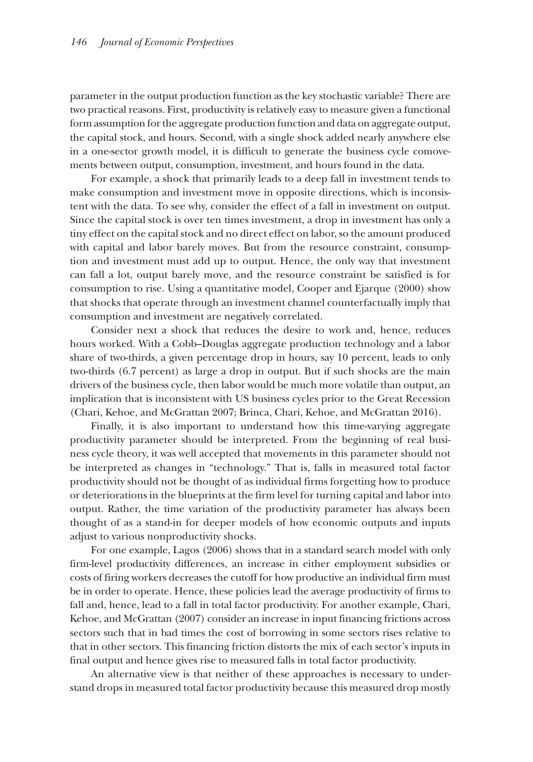parameter in the output production function as the key stochastic variable? There are two practical reasons. First, productivity is relatively easy to measure given a functional form assumption for the aggregate production function and data on aggregate output, the capital stock, and hours. Second, with a single shock added nearly anywhere else in a one-sector growth model, it is difficult to generate the business cycle comovements between output, consumption, investment, and hours found in the data.

For example, a shock that primarily leads to a deep fall in investment tends to make consumption and investment move in opposite directions, which is inconsistent with the data. To see why, consider the effect of a fall in investment on output. Since the capital stock is over ten times investment, a drop in investment has only a tiny effect on the capital stock and no direct effect on labor, so the amount produced with capital and labor barely moves. But from the resource constraint, consumption and investment must add up to output. Hence, the only way that investment can fall a lot, output barely move, and the resource constraint be satisfied is for consumption to rise. Using a quantitative model, Cooper and Ejarque (2000) show that shocks that operate through an investment channel counterfactually imply that consumption and investment are negatively correlated.

Consider next a shock that reduces the desire to work and, hence, reduces hours worked. With a Cobb–Douglas aggregate production technology and a labor share of two-thirds, a given percentage drop in hours, say 10 percent, leads to only two-thirds (6.7 percent) as large a drop in output. But if such shocks are the main drivers of the business cycle, then labor would be much more volatile than output, an implication that is inconsistent with US business cycles prior to the Great Recession (Chari, Kehoe, and McGrattan 2007; Brinca, Chari, Kehoe, and McGrattan 2016).

Finally, it is also important to understand how this time-varying aggregate productivity parameter should be interpreted. From the beginning of real business cycle theory, it was well accepted that movements in this parameter should not be interpreted as changes in "technology." That is, falls in measured total factor productivity should not be thought of as individual firms forgetting how to produce or deteriorations in the blueprints at the firm level for turning capital and labor into output. Rather, the time variation of the productivity parameter has always been thought of as a stand-in for deeper models of how economic outputs and inputs adjust to various nonproductivity shocks.

For one example, Lagos (2006) shows that in a standard search model with only firm-level productivity differences, an increase in either employment subsidies or costs of firing workers decreases the cutoff for how productive an individual firm must be in order to operate. Hence, these policies lead the average productivity of firms to fall and, hence, lead to a fall in total factor productivity. For another example, Chari, Kehoe, and McGrattan (2007) consider an increase in input financing frictions across sectors such that in bad times the cost of borrowing in some sectors rises relative to that in other sectors. This financing friction distorts the mix of each sector's inputs in final output and hence gives rise to measured falls in total factor productivity.

An alternative view is that neither of these approaches is necessary to understand drops in measured total factor productivity because this measured drop mostly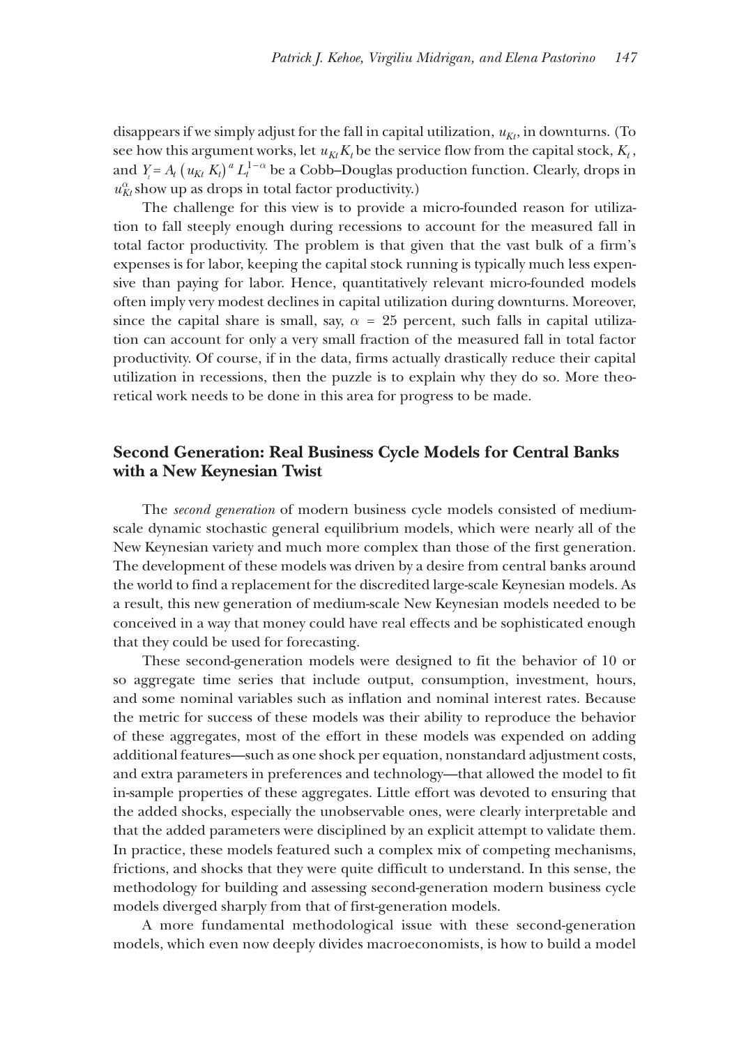disappears if we simply adjust for the fall in capital utilization, $u_{Kt}$, in downturns. (To see how this argument works, let $u_{Kt}K_t$ be the service flow from the capital stock, $K_t$, and $Y_t = A_t \left(u_{Kt}\ K_t\right)^a L_t^{1-\alpha}$ be a Cobb–Douglas production function. Clearly, drops in $u_{Kt}^{\alpha}$ show up as drops in total factor productivity.)

The challenge for this view is to provide a micro-founded reason for utilization to fall steeply enough during recessions to account for the measured fall in total factor productivity. The problem is that given that the vast bulk of a firm's expenses is for labor, keeping the capital stock running is typically much less expensive than paying for labor. Hence, quantitatively relevant micro-founded models often imply very modest declines in capital utilization during downturns. Moreover, since the capital share is small, say, $\alpha$ = 25 percent, such falls in capital utilization can account for only a very small fraction of the measured fall in total factor productivity. Of course, if in the data, firms actually drastically reduce their capital utilization in recessions, then the puzzle is to explain why they do so. More theoretical work needs to be done in this area for progress to be made.

## Second Generation: Real Business Cycle Models for Central Banks with a New Keynesian Twist

The *second generation* of modern business cycle models consisted of medium-scale dynamic stochastic general equilibrium models, which were nearly all of the New Keynesian variety and much more complex than those of the first generation. The development of these models was driven by a desire from central banks around the world to find a replacement for the discredited large-scale Keynesian models. As a result, this new generation of medium-scale New Keynesian models needed to be conceived in a way that money could have real effects and be sophisticated enough that they could be used for forecasting.

These second-generation models were designed to fit the behavior of 10 or so aggregate time series that include output, consumption, investment, hours, and some nominal variables such as inflation and nominal interest rates. Because the metric for success of these models was their ability to reproduce the behavior of these aggregates, most of the effort in these models was expended on adding additional features—such as one shock per equation, nonstandard adjustment costs, and extra parameters in preferences and technology—that allowed the model to fit in-sample properties of these aggregates. Little effort was devoted to ensuring that the added shocks, especially the unobservable ones, were clearly interpretable and that the added parameters were disciplined by an explicit attempt to validate them. In practice, these models featured such a complex mix of competing mechanisms, frictions, and shocks that they were quite difficult to understand. In this sense, the methodology for building and assessing second-generation modern business cycle models diverged sharply from that of first-generation models.

A more fundamental methodological issue with these second-generation models, which even now deeply divides macroeconomists, is how to build a model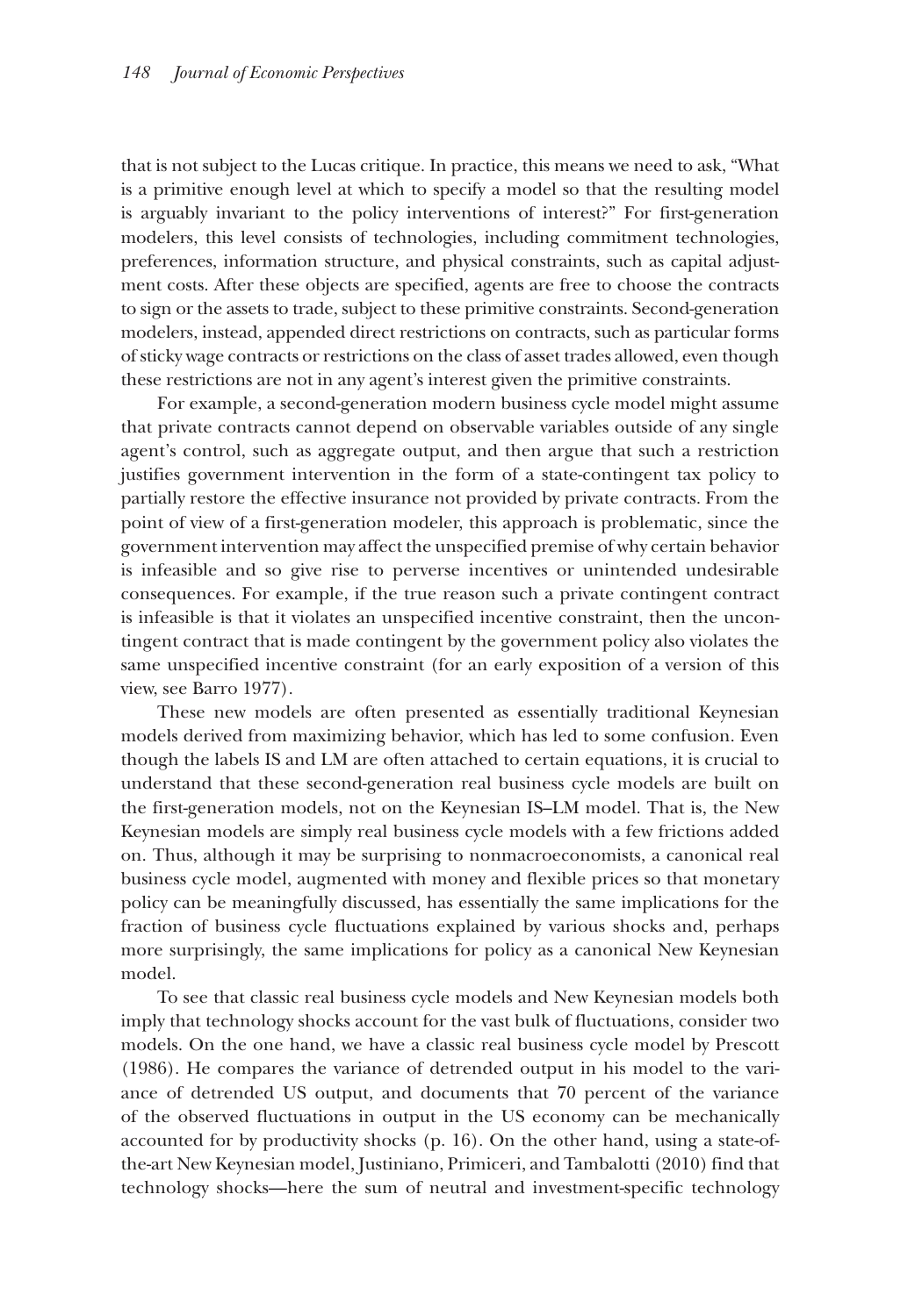that is not subject to the Lucas critique. In practice, this means we need to ask, "What is a primitive enough level at which to specify a model so that the resulting model is arguably invariant to the policy interventions of interest?" For first-generation modelers, this level consists of technologies, including commitment technologies, preferences, information structure, and physical constraints, such as capital adjustment costs. After these objects are specified, agents are free to choose the contracts to sign or the assets to trade, subject to these primitive constraints. Second-generation modelers, instead, appended direct restrictions on contracts, such as particular forms of sticky wage contracts or restrictions on the class of asset trades allowed, even though these restrictions are not in any agent's interest given the primitive constraints.

For example, a second-generation modern business cycle model might assume that private contracts cannot depend on observable variables outside of any single agent's control, such as aggregate output, and then argue that such a restriction justifies government intervention in the form of a state-contingent tax policy to partially restore the effective insurance not provided by private contracts. From the point of view of a first-generation modeler, this approach is problematic, since the government intervention may affect the unspecified premise of why certain behavior is infeasible and so give rise to perverse incentives or unintended undesirable consequences. For example, if the true reason such a private contingent contract is infeasible is that it violates an unspecified incentive constraint, then the uncontingent contract that is made contingent by the government policy also violates the same unspecified incentive constraint (for an early exposition of a version of this view, see Barro 1977).

These new models are often presented as essentially traditional Keynesian models derived from maximizing behavior, which has led to some confusion. Even though the labels IS and LM are often attached to certain equations, it is crucial to understand that these second-generation real business cycle models are built on the first-generation models, not on the Keynesian IS–LM model. That is, the New Keynesian models are simply real business cycle models with a few frictions added on. Thus, although it may be surprising to nonmacroeconomists, a canonical real business cycle model, augmented with money and flexible prices so that monetary policy can be meaningfully discussed, has essentially the same implications for the fraction of business cycle fluctuations explained by various shocks and, perhaps more surprisingly, the same implications for policy as a canonical New Keynesian model.

To see that classic real business cycle models and New Keynesian models both imply that technology shocks account for the vast bulk of fluctuations, consider two models. On the one hand, we have a classic real business cycle model by Prescott (1986). He compares the variance of detrended output in his model to the variance of detrended US output, and documents that 70 percent of the variance of the observed fluctuations in output in the US economy can be mechanically accounted for by productivity shocks (p. 16). On the other hand, using a state-of-the-art New Keynesian model, Justiniano, Primiceri, and Tambalotti (2010) find that technology shocks—here the sum of neutral and investment-specific technology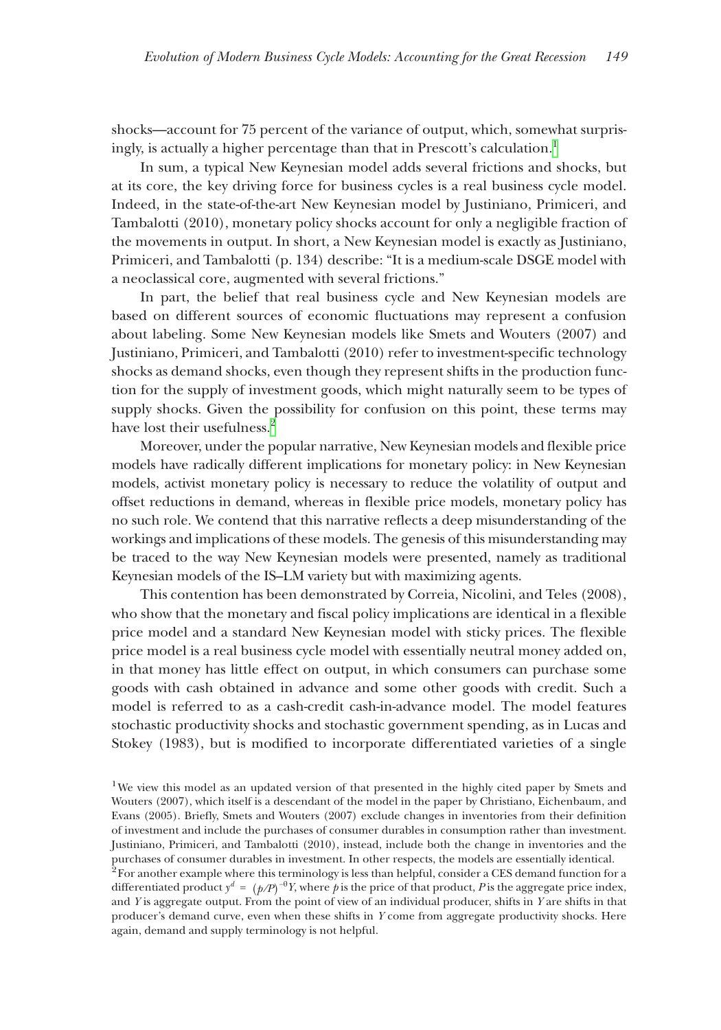shocks—account for 75 percent of the variance of output, which, somewhat surprisingly, is actually a higher percentage than that in Prescott's calculation.[1]

In sum, a typical New Keynesian model adds several frictions and shocks, but at its core, the key driving force for business cycles is a real business cycle model. Indeed, in the state-of-the-art New Keynesian model by Justiniano, Primiceri, and Tambalotti (2010), monetary policy shocks account for only a negligible fraction of the movements in output. In short, a New Keynesian model is exactly as Justiniano, Primiceri, and Tambalotti (p. 134) describe: "It is a medium-scale DSGE model with a neoclassical core, augmented with several frictions."

In part, the belief that real business cycle and New Keynesian models are based on different sources of economic fluctuations may represent a confusion about labeling. Some New Keynesian models like Smets and Wouters (2007) and Justiniano, Primiceri, and Tambalotti (2010) refer to investment-specific technology shocks as demand shocks, even though they represent shifts in the production function for the supply of investment goods, which might naturally seem to be types of supply shocks. Given the possibility for confusion on this point, these terms may have lost their usefulness.[2]

Moreover, under the popular narrative, New Keynesian models and flexible price models have radically different implications for monetary policy: in New Keynesian models, activist monetary policy is necessary to reduce the volatility of output and offset reductions in demand, whereas in flexible price models, monetary policy has no such role. We contend that this narrative reflects a deep misunderstanding of the workings and implications of these models. The genesis of this misunderstanding may be traced to the way New Keynesian models were presented, namely as traditional Keynesian models of the IS–LM variety but with maximizing agents.

This contention has been demonstrated by Correia, Nicolini, and Teles (2008), who show that the monetary and fiscal policy implications are identical in a flexible price model and a standard New Keynesian model with sticky prices. The flexible price model is a real business cycle model with essentially neutral money added on, in that money has little effect on output, in which consumers can purchase some goods with cash obtained in advance and some other goods with credit. Such a model is referred to as a cash-credit cash-in-advance model. The model features stochastic productivity shocks and stochastic government spending, as in Lucas and Stokey (1983), but is modified to incorporate differentiated varieties of a single

[1] We view this model as an updated version of that presented in the highly cited paper by Smets and Wouters (2007), which itself is a descendant of the model in the paper by Christiano, Eichenbaum, and Evans (2005). Briefly, Smets and Wouters (2007) exclude changes in inventories from their definition of investment and include the purchases of consumer durables in consumption rather than investment. Justiniano, Primiceri, and Tambalotti (2010), instead, include both the change in inventories and the purchases of consumer durables in investment. In other respects, the models are essentially identical.

[2] For another example where this terminology is less than helpful, consider a CES demand function for a differentiated product $y^d = (p/P)^{-\theta}Y$, where $p$ is the price of that product, $P$ is the aggregate price index, and $Y$ is aggregate output. From the point of view of an individual producer, shifts in $Y$ are shifts in that producer's demand curve, even when these shifts in $Y$ come from aggregate productivity shocks. Here again, demand and supply terminology is not helpful.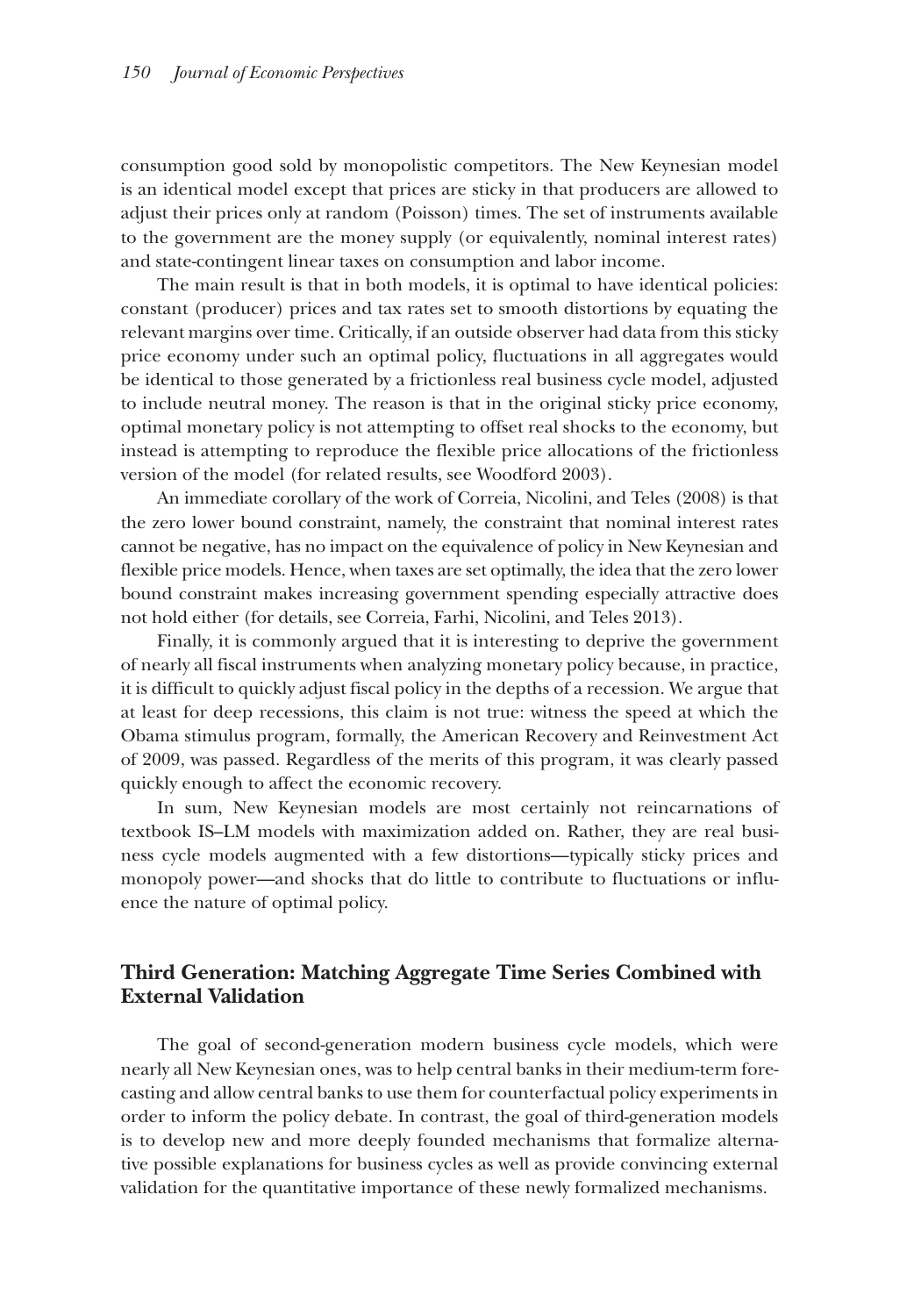consumption good sold by monopolistic competitors. The New Keynesian model is an identical model except that prices are sticky in that producers are allowed to adjust their prices only at random (Poisson) times. The set of instruments available to the government are the money supply (or equivalently, nominal interest rates) and state-contingent linear taxes on consumption and labor income.

The main result is that in both models, it is optimal to have identical policies: constant (producer) prices and tax rates set to smooth distortions by equating the relevant margins over time. Critically, if an outside observer had data from this sticky price economy under such an optimal policy, fluctuations in all aggregates would be identical to those generated by a frictionless real business cycle model, adjusted to include neutral money. The reason is that in the original sticky price economy, optimal monetary policy is not attempting to offset real shocks to the economy, but instead is attempting to reproduce the flexible price allocations of the frictionless version of the model (for related results, see Woodford 2003).

An immediate corollary of the work of Correia, Nicolini, and Teles (2008) is that the zero lower bound constraint, namely, the constraint that nominal interest rates cannot be negative, has no impact on the equivalence of policy in New Keynesian and flexible price models. Hence, when taxes are set optimally, the idea that the zero lower bound constraint makes increasing government spending especially attractive does not hold either (for details, see Correia, Farhi, Nicolini, and Teles 2013).

Finally, it is commonly argued that it is interesting to deprive the government of nearly all fiscal instruments when analyzing monetary policy because, in practice, it is difficult to quickly adjust fiscal policy in the depths of a recession. We argue that at least for deep recessions, this claim is not true: witness the speed at which the Obama stimulus program, formally, the American Recovery and Reinvestment Act of 2009, was passed. Regardless of the merits of this program, it was clearly passed quickly enough to affect the economic recovery.

In sum, New Keynesian models are most certainly not reincarnations of textbook IS–LM models with maximization added on. Rather, they are real business cycle models augmented with a few distortions—typically sticky prices and monopoly power—and shocks that do little to contribute to fluctuations or influence the nature of optimal policy.

## Third Generation: Matching Aggregate Time Series Combined with External Validation

The goal of second-generation modern business cycle models, which were nearly all New Keynesian ones, was to help central banks in their medium-term forecasting and allow central banks to use them for counterfactual policy experiments in order to inform the policy debate. In contrast, the goal of third-generation models is to develop new and more deeply founded mechanisms that formalize alternative possible explanations for business cycles as well as provide convincing external validation for the quantitative importance of these newly formalized mechanisms.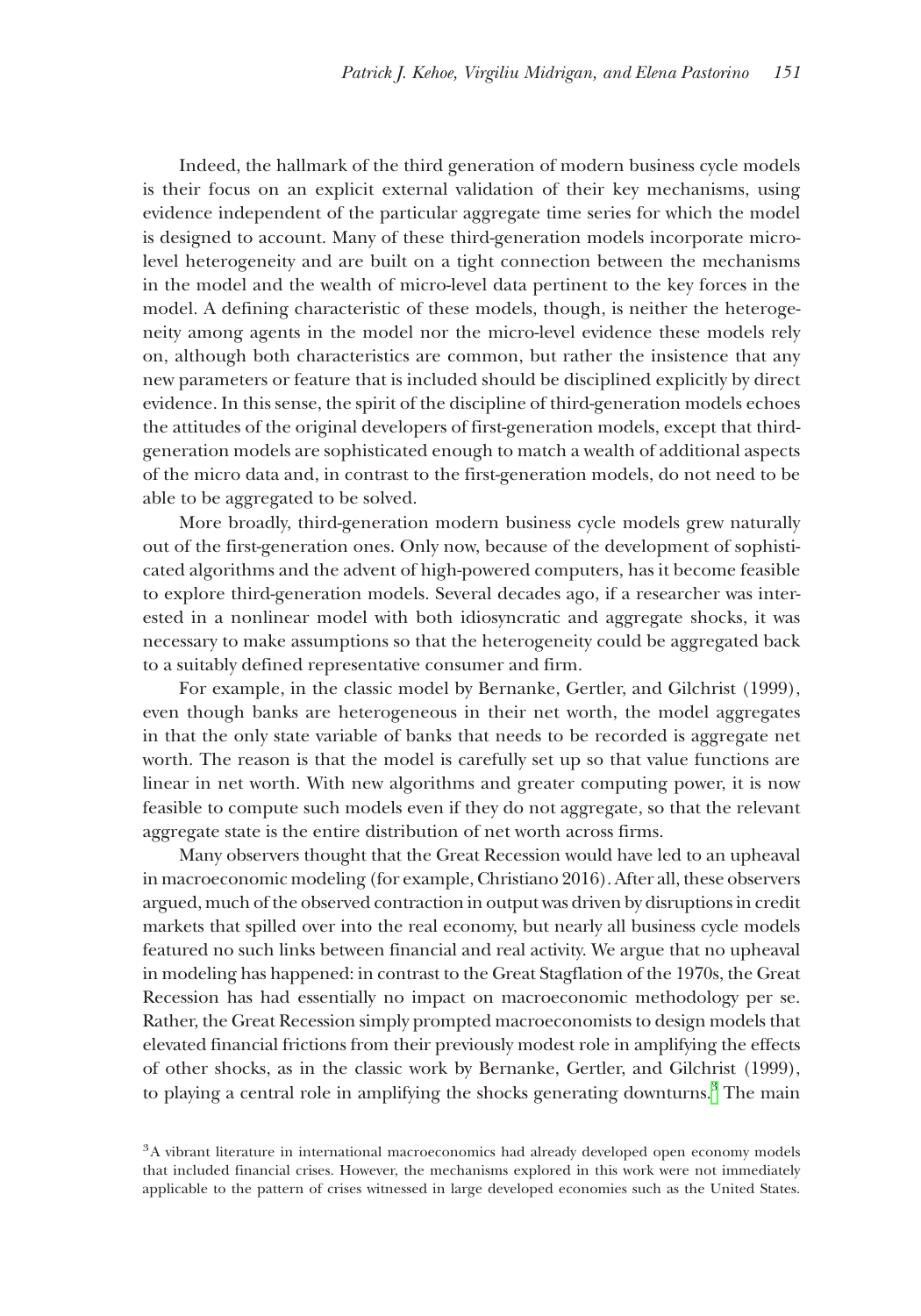Indeed, the hallmark of the third generation of modern business cycle models is their focus on an explicit external validation of their key mechanisms, using evidence independent of the particular aggregate time series for which the model is designed to account. Many of these third-generation models incorporate micro-level heterogeneity and are built on a tight connection between the mechanisms in the model and the wealth of micro-level data pertinent to the key forces in the model. A defining characteristic of these models, though, is neither the heterogeneity among agents in the model nor the micro-level evidence these models rely on, although both characteristics are common, but rather the insistence that any new parameters or feature that is included should be disciplined explicitly by direct evidence. In this sense, the spirit of the discipline of third-generation models echoes the attitudes of the original developers of first-generation models, except that third-generation models are sophisticated enough to match a wealth of additional aspects of the micro data and, in contrast to the first-generation models, do not need to be able to be aggregated to be solved.

More broadly, third-generation modern business cycle models grew naturally out of the first-generation ones. Only now, because of the development of sophisticated algorithms and the advent of high-powered computers, has it become feasible to explore third-generation models. Several decades ago, if a researcher was interested in a nonlinear model with both idiosyncratic and aggregate shocks, it was necessary to make assumptions so that the heterogeneity could be aggregated back to a suitably defined representative consumer and firm.

For example, in the classic model by Bernanke, Gertler, and Gilchrist (1999), even though banks are heterogeneous in their net worth, the model aggregates in that the only state variable of banks that needs to be recorded is aggregate net worth. The reason is that the model is carefully set up so that value functions are linear in net worth. With new algorithms and greater computing power, it is now feasible to compute such models even if they do not aggregate, so that the relevant aggregate state is the entire distribution of net worth across firms.

Many observers thought that the Great Recession would have led to an upheaval in macroeconomic modeling (for example, Christiano 2016). After all, these observers argued, much of the observed contraction in output was driven by disruptions in credit markets that spilled over into the real economy, but nearly all business cycle models featured no such links between financial and real activity. We argue that no upheaval in modeling has happened: in contrast to the Great Stagflation of the 1970s, the Great Recession has had essentially no impact on macroeconomic methodology per se. Rather, the Great Recession simply prompted macroeconomists to design models that elevated financial frictions from their previously modest role in amplifying the effects of other shocks, as in the classic work by Bernanke, Gertler, and Gilchrist (1999), to playing a central role in amplifying the shocks generating downturns.[3] The main

[3] A vibrant literature in international macroeconomics had already developed open economy models that included financial crises. However, the mechanisms explored in this work were not immediately applicable to the pattern of crises witnessed in large developed economies such as the United States.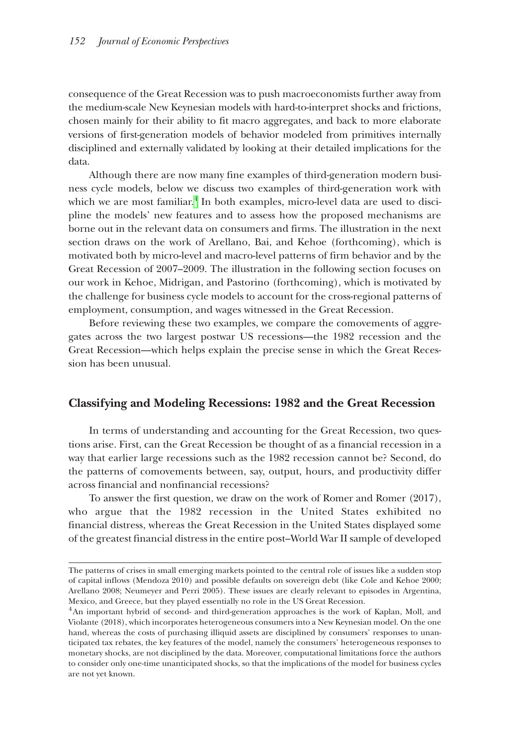consequence of the Great Recession was to push macroeconomists further away from the medium-scale New Keynesian models with hard-to-interpret shocks and frictions, chosen mainly for their ability to fit macro aggregates, and back to more elaborate versions of first-generation models of behavior modeled from primitives internally disciplined and externally validated by looking at their detailed implications for the data.

Although there are now many fine examples of third-generation modern business cycle models, below we discuss two examples of third-generation work with which we are most familiar.[4] In both examples, micro-level data are used to discipline the models' new features and to assess how the proposed mechanisms are borne out in the relevant data on consumers and firms. The illustration in the next section draws on the work of Arellano, Bai, and Kehoe (forthcoming), which is motivated both by micro-level and macro-level patterns of firm behavior and by the Great Recession of 2007–2009. The illustration in the following section focuses on our work in Kehoe, Midrigan, and Pastorino (forthcoming), which is motivated by the challenge for business cycle models to account for the cross-regional patterns of employment, consumption, and wages witnessed in the Great Recession.

Before reviewing these two examples, we compare the comovements of aggregates across the two largest postwar US recessions—the 1982 recession and the Great Recession—which helps explain the precise sense in which the Great Recession has been unusual.

## Classifying and Modeling Recessions: 1982 and the Great Recession

In terms of understanding and accounting for the Great Recession, two questions arise. First, can the Great Recession be thought of as a financial recession in a way that earlier large recessions such as the 1982 recession cannot be? Second, do the patterns of comovements between, say, output, hours, and productivity differ across financial and nonfinancial recessions?

To answer the first question, we draw on the work of Romer and Romer (2017), who argue that the 1982 recession in the United States exhibited no financial distress, whereas the Great Recession in the United States displayed some of the greatest financial distress in the entire post–World War II sample of developed

---

The patterns of crises in small emerging markets pointed to the central role of issues like a sudden stop of capital inflows (Mendoza 2010) and possible defaults on sovereign debt (like Cole and Kehoe 2000; Arellano 2008; Neumeyer and Perri 2005). These issues are clearly relevant to episodes in Argentina, Mexico, and Greece, but they played essentially no role in the US Great Recession.

[4] An important hybrid of second- and third-generation approaches is the work of Kaplan, Moll, and Violante (2018), which incorporates heterogeneous consumers into a New Keynesian model. On the one hand, whereas the costs of purchasing illiquid assets are disciplined by consumers' responses to unanticipated tax rebates, the key features of the model, namely the consumers' heterogeneous responses to monetary shocks, are not disciplined by the data. Moreover, computational limitations force the authors to consider only one-time unanticipated shocks, so that the implications of the model for business cycles are not yet known.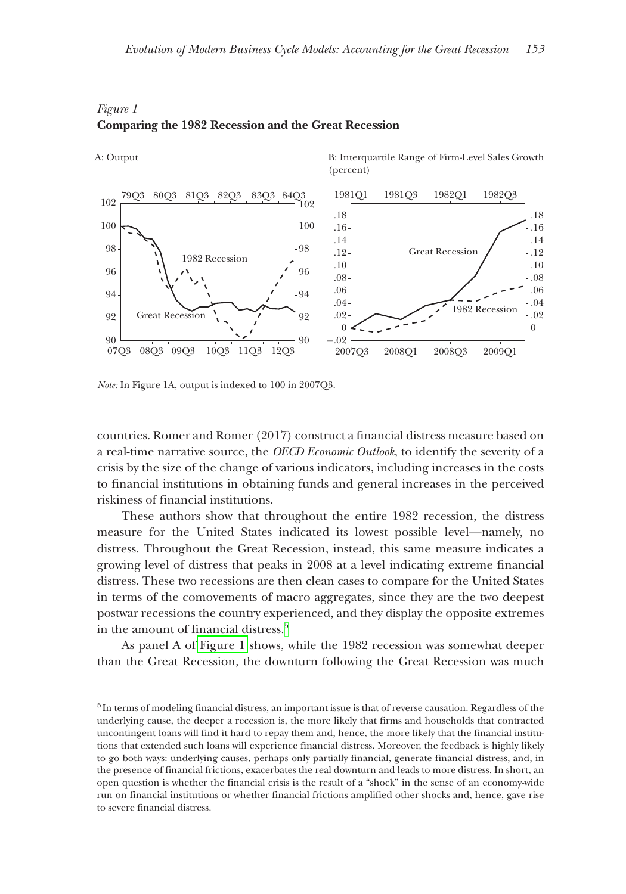*Figure 1*
**Comparing the 1982 Recession and the Great Recession**

A: Output

B: Interquartile Range of Firm-Level Sales Growth (percent)

*Note:* In Figure 1A, output is indexed to 100 in 2007Q3.

countries. Romer and Romer (2017) construct a financial distress measure based on a real-time narrative source, the *OECD Economic Outlook*, to identify the severity of a crisis by the size of the change of various indicators, including increases in the costs to financial institutions in obtaining funds and general increases in the perceived riskiness of financial institutions.

These authors show that throughout the entire 1982 recession, the distress measure for the United States indicated its lowest possible level—namely, no distress. Throughout the Great Recession, instead, this same measure indicates a growing level of distress that peaks in 2008 at a level indicating extreme financial distress. These two recessions are then clean cases to compare for the United States in terms of the comovements of macro aggregates, since they are the two deepest postwar recessions the country experienced, and they display the opposite extremes in the amount of financial distress.[5]

As panel A of Figure 1 shows, while the 1982 recession was somewhat deeper than the Great Recession, the downturn following the Great Recession was much

[5] In terms of modeling financial distress, an important issue is that of reverse causation. Regardless of the underlying cause, the deeper a recession is, the more likely that firms and households that contracted uncontingent loans will find it hard to repay them and, hence, the more likely that the financial institutions that extended such loans will experience financial distress. Moreover, the feedback is highly likely to go both ways: underlying causes, perhaps only partially financial, generate financial distress, and, in the presence of financial frictions, exacerbates the real downturn and leads to more distress. In short, an open question is whether the financial crisis is the result of a "shock" in the sense of an economy-wide run on financial institutions or whether financial frictions amplified other shocks and, hence, gave rise to severe financial distress.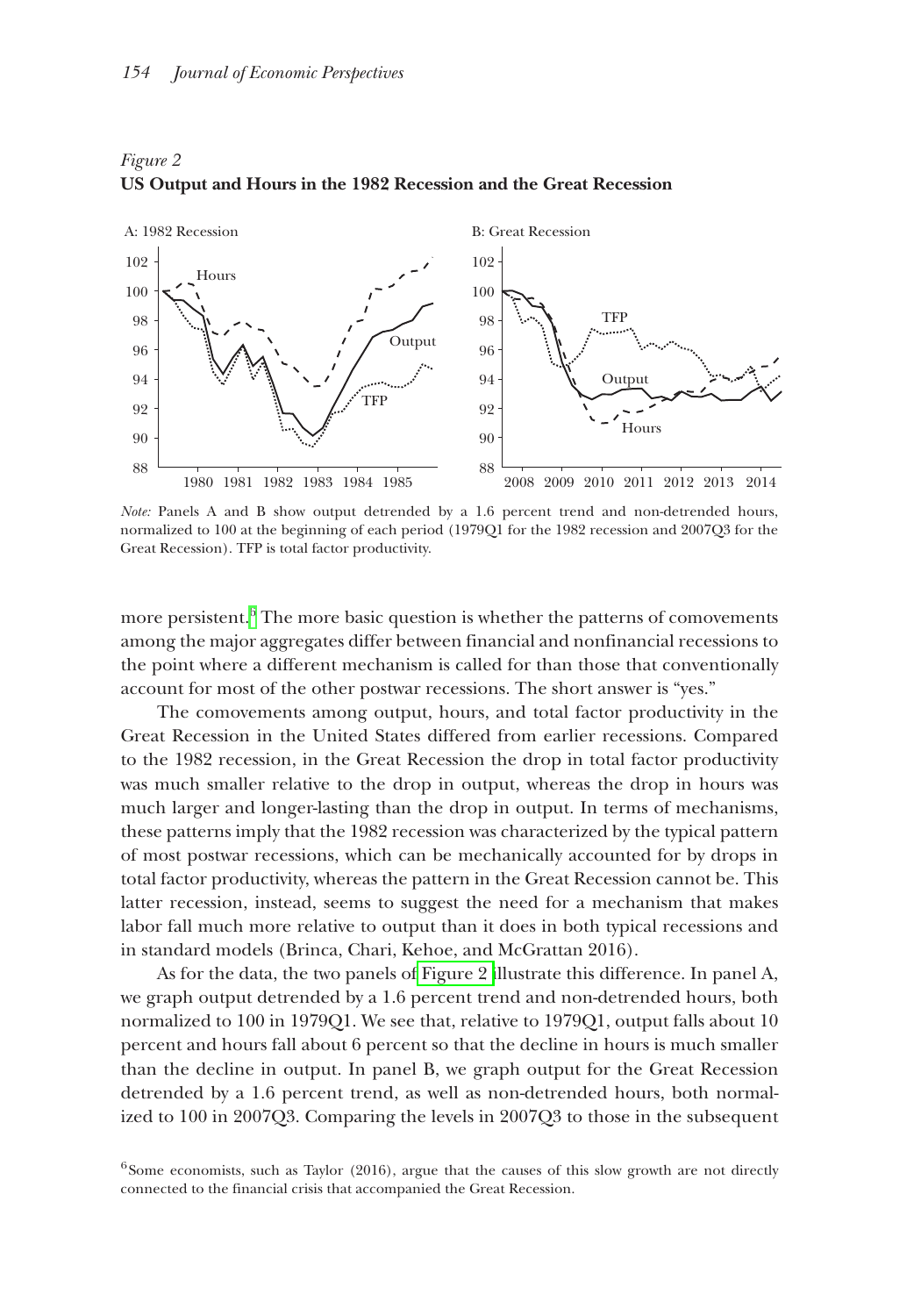*Figure 2*
**US Output and Hours in the 1982 Recession and the Great Recession**

*Note:* Panels A and B show output detrended by a 1.6 percent trend and non-detrended hours, normalized to 100 at the beginning of each period (1979Q1 for the 1982 recession and 2007Q3 for the Great Recession). TFP is total factor productivity.

more persistent.[6] The more basic question is whether the patterns of comovements among the major aggregates differ between financial and nonfinancial recessions to the point where a different mechanism is called for than those that conventionally account for most of the other postwar recessions. The short answer is "yes."

The comovements among output, hours, and total factor productivity in the Great Recession in the United States differed from earlier recessions. Compared to the 1982 recession, in the Great Recession the drop in total factor productivity was much smaller relative to the drop in output, whereas the drop in hours was much larger and longer-lasting than the drop in output. In terms of mechanisms, these patterns imply that the 1982 recession was characterized by the typical pattern of most postwar recessions, which can be mechanically accounted for by drops in total factor productivity, whereas the pattern in the Great Recession cannot be. This latter recession, instead, seems to suggest the need for a mechanism that makes labor fall much more relative to output than it does in both typical recessions and in standard models (Brinca, Chari, Kehoe, and McGrattan 2016).

As for the data, the two panels of Figure 2 illustrate this difference. In panel A, we graph output detrended by a 1.6 percent trend and non-detrended hours, both normalized to 100 in 1979Q1. We see that, relative to 1979Q1, output falls about 10 percent and hours fall about 6 percent so that the decline in hours is much smaller than the decline in output. In panel B, we graph output for the Great Recession detrended by a 1.6 percent trend, as well as non-detrended hours, both normalized to 100 in 2007Q3. Comparing the levels in 2007Q3 to those in the subsequent

[6] Some economists, such as Taylor (2016), argue that the causes of this slow growth are not directly connected to the financial crisis that accompanied the Great Recession.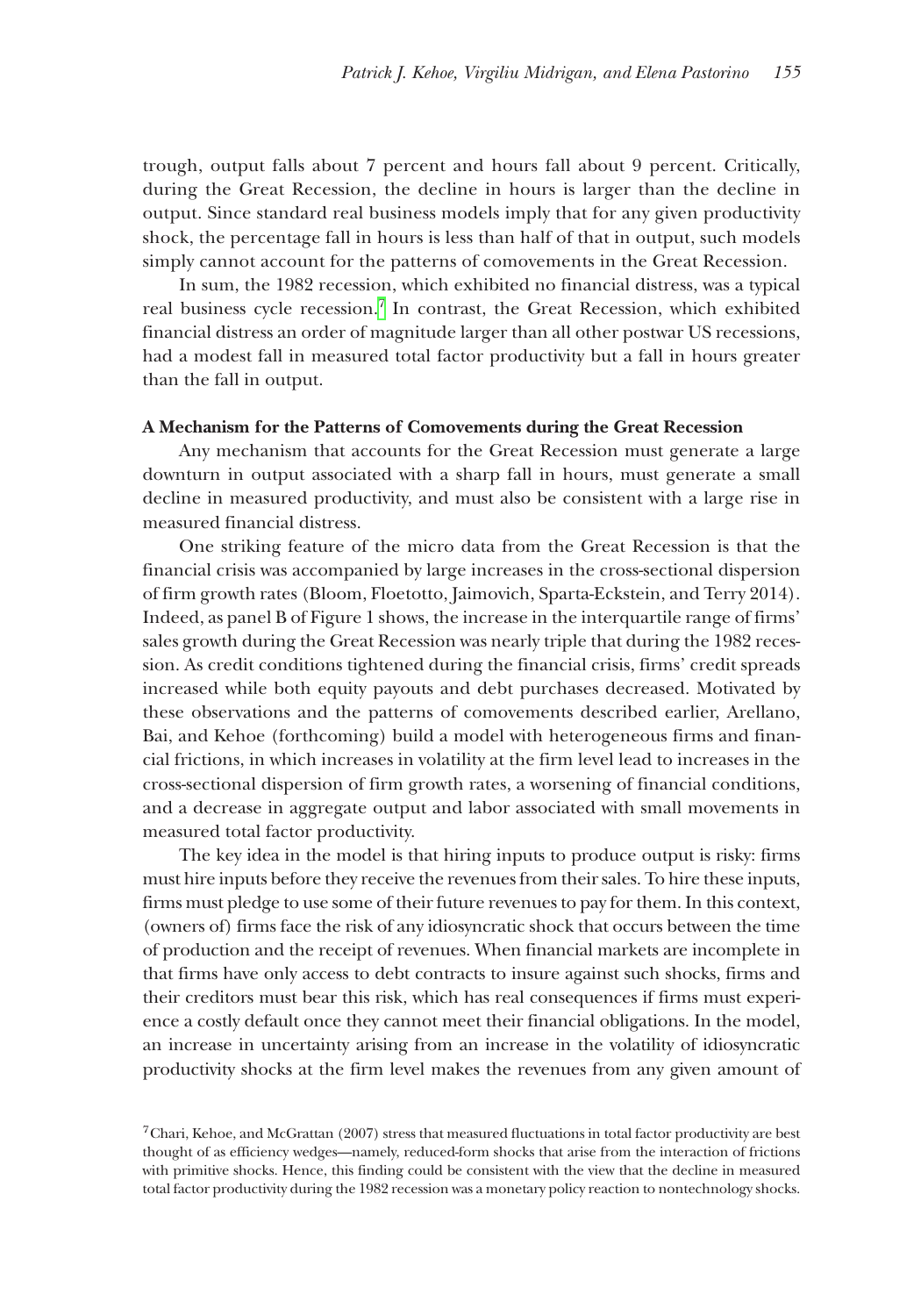trough, output falls about 7 percent and hours fall about 9 percent. Critically, during the Great Recession, the decline in hours is larger than the decline in output. Since standard real business models imply that for any given productivity shock, the percentage fall in hours is less than half of that in output, such models simply cannot account for the patterns of comovements in the Great Recession.

In sum, the 1982 recession, which exhibited no financial distress, was a typical real business cycle recession.[7] In contrast, the Great Recession, which exhibited financial distress an order of magnitude larger than all other postwar US recessions, had a modest fall in measured total factor productivity but a fall in hours greater than the fall in output.

### A Mechanism for the Patterns of Comovements during the Great Recession

Any mechanism that accounts for the Great Recession must generate a large downturn in output associated with a sharp fall in hours, must generate a small decline in measured productivity, and must also be consistent with a large rise in measured financial distress.

One striking feature of the micro data from the Great Recession is that the financial crisis was accompanied by large increases in the cross-sectional dispersion of firm growth rates (Bloom, Floetotto, Jaimovich, Sparta-Eckstein, and Terry 2014). Indeed, as panel B of Figure 1 shows, the increase in the interquartile range of firms' sales growth during the Great Recession was nearly triple that during the 1982 recession. As credit conditions tightened during the financial crisis, firms' credit spreads increased while both equity payouts and debt purchases decreased. Motivated by these observations and the patterns of comovements described earlier, Arellano, Bai, and Kehoe (forthcoming) build a model with heterogeneous firms and financial frictions, in which increases in volatility at the firm level lead to increases in the cross-sectional dispersion of firm growth rates, a worsening of financial conditions, and a decrease in aggregate output and labor associated with small movements in measured total factor productivity.

The key idea in the model is that hiring inputs to produce output is risky: firms must hire inputs before they receive the revenues from their sales. To hire these inputs, firms must pledge to use some of their future revenues to pay for them. In this context, (owners of) firms face the risk of any idiosyncratic shock that occurs between the time of production and the receipt of revenues. When financial markets are incomplete in that firms have only access to debt contracts to insure against such shocks, firms and their creditors must bear this risk, which has real consequences if firms must experience a costly default once they cannot meet their financial obligations. In the model, an increase in uncertainty arising from an increase in the volatility of idiosyncratic productivity shocks at the firm level makes the revenues from any given amount of

[7] Chari, Kehoe, and McGrattan (2007) stress that measured fluctuations in total factor productivity are best thought of as efficiency wedges—namely, reduced-form shocks that arise from the interaction of frictions with primitive shocks. Hence, this finding could be consistent with the view that the decline in measured total factor productivity during the 1982 recession was a monetary policy reaction to nontechnology shocks.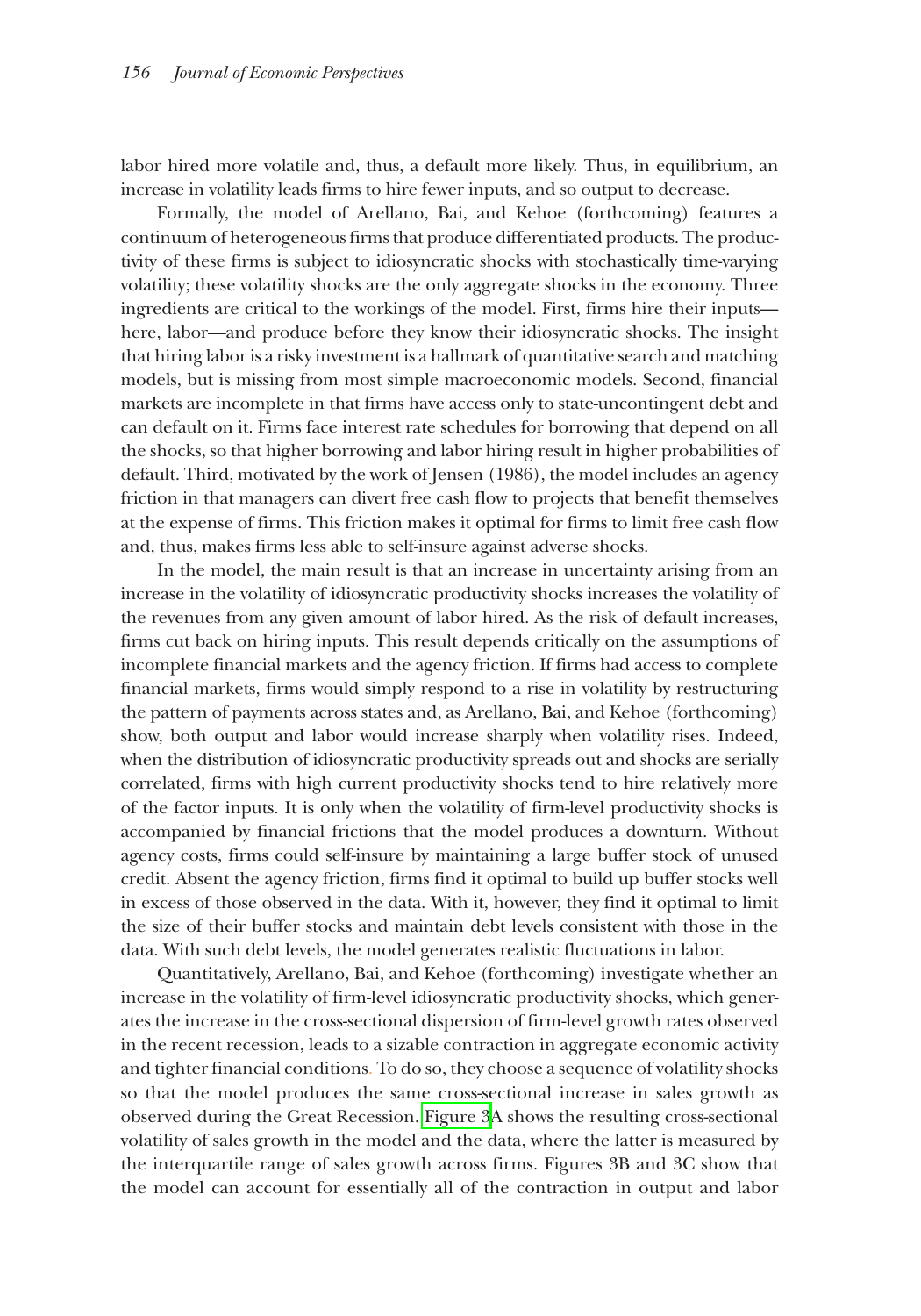labor hired more volatile and, thus, a default more likely. Thus, in equilibrium, an increase in volatility leads firms to hire fewer inputs, and so output to decrease.

Formally, the model of Arellano, Bai, and Kehoe (forthcoming) features a continuum of heterogeneous firms that produce differentiated products. The productivity of these firms is subject to idiosyncratic shocks with stochastically time-varying volatility; these volatility shocks are the only aggregate shocks in the economy. Three ingredients are critical to the workings of the model. First, firms hire their inputs—here, labor—and produce before they know their idiosyncratic shocks. The insight that hiring labor is a risky investment is a hallmark of quantitative search and matching models, but is missing from most simple macroeconomic models. Second, financial markets are incomplete in that firms have access only to state-uncontingent debt and can default on it. Firms face interest rate schedules for borrowing that depend on all the shocks, so that higher borrowing and labor hiring result in higher probabilities of default. Third, motivated by the work of Jensen (1986), the model includes an agency friction in that managers can divert free cash flow to projects that benefit themselves at the expense of firms. This friction makes it optimal for firms to limit free cash flow and, thus, makes firms less able to self-insure against adverse shocks.

In the model, the main result is that an increase in uncertainty arising from an increase in the volatility of idiosyncratic productivity shocks increases the volatility of the revenues from any given amount of labor hired. As the risk of default increases, firms cut back on hiring inputs. This result depends critically on the assumptions of incomplete financial markets and the agency friction. If firms had access to complete financial markets, firms would simply respond to a rise in volatility by restructuring the pattern of payments across states and, as Arellano, Bai, and Kehoe (forthcoming) show, both output and labor would increase sharply when volatility rises. Indeed, when the distribution of idiosyncratic productivity spreads out and shocks are serially correlated, firms with high current productivity shocks tend to hire relatively more of the factor inputs. It is only when the volatility of firm-level productivity shocks is accompanied by financial frictions that the model produces a downturn. Without agency costs, firms could self-insure by maintaining a large buffer stock of unused credit. Absent the agency friction, firms find it optimal to build up buffer stocks well in excess of those observed in the data. With it, however, they find it optimal to limit the size of their buffer stocks and maintain debt levels consistent with those in the data. With such debt levels, the model generates realistic fluctuations in labor.

Quantitatively, Arellano, Bai, and Kehoe (forthcoming) investigate whether an increase in the volatility of firm-level idiosyncratic productivity shocks, which generates the increase in the cross-sectional dispersion of firm-level growth rates observed in the recent recession, leads to a sizable contraction in aggregate economic activity and tighter financial conditions. To do so, they choose a sequence of volatility shocks so that the model produces the same cross-sectional increase in sales growth as observed during the Great Recession. Figure 3A shows the resulting cross-sectional volatility of sales growth in the model and the data, where the latter is measured by the interquartile range of sales growth across firms. Figures 3B and 3C show that the model can account for essentially all of the contraction in output and labor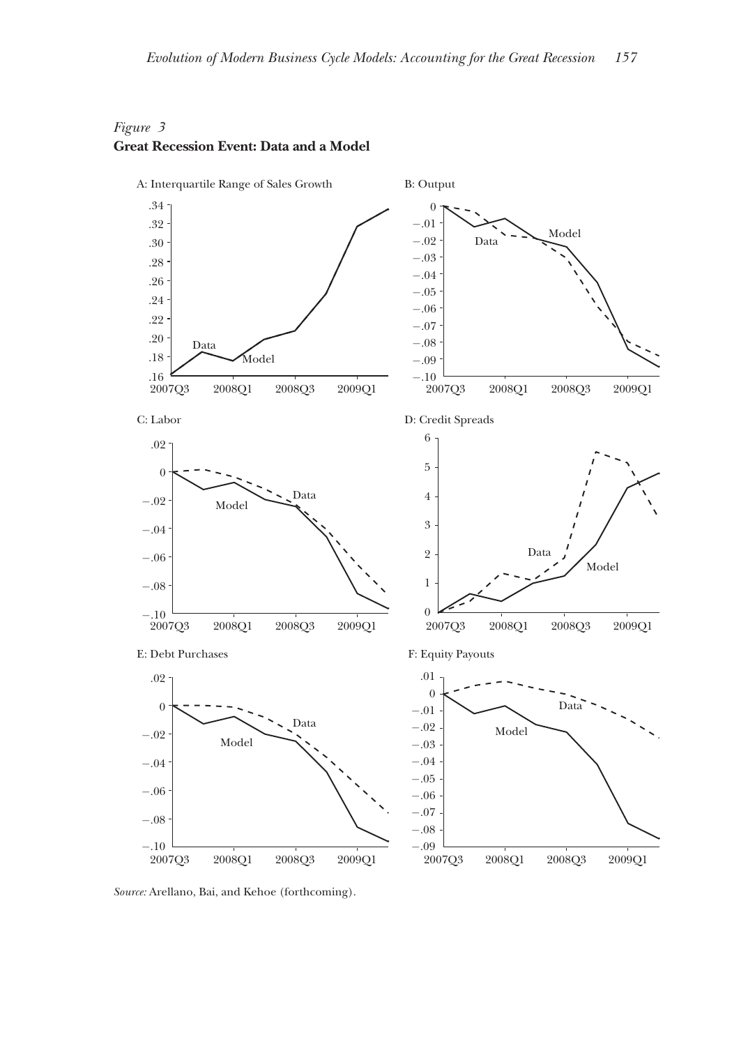*Figure 3*
**Great Recession Event: Data and a Model**

A: Interquartile Range of Sales Growth

B: Output

C: Labor

D: Credit Spreads

E: Debt Purchases

F: Equity Payouts

*Source:* Arellano, Bai, and Kehoe (forthcoming).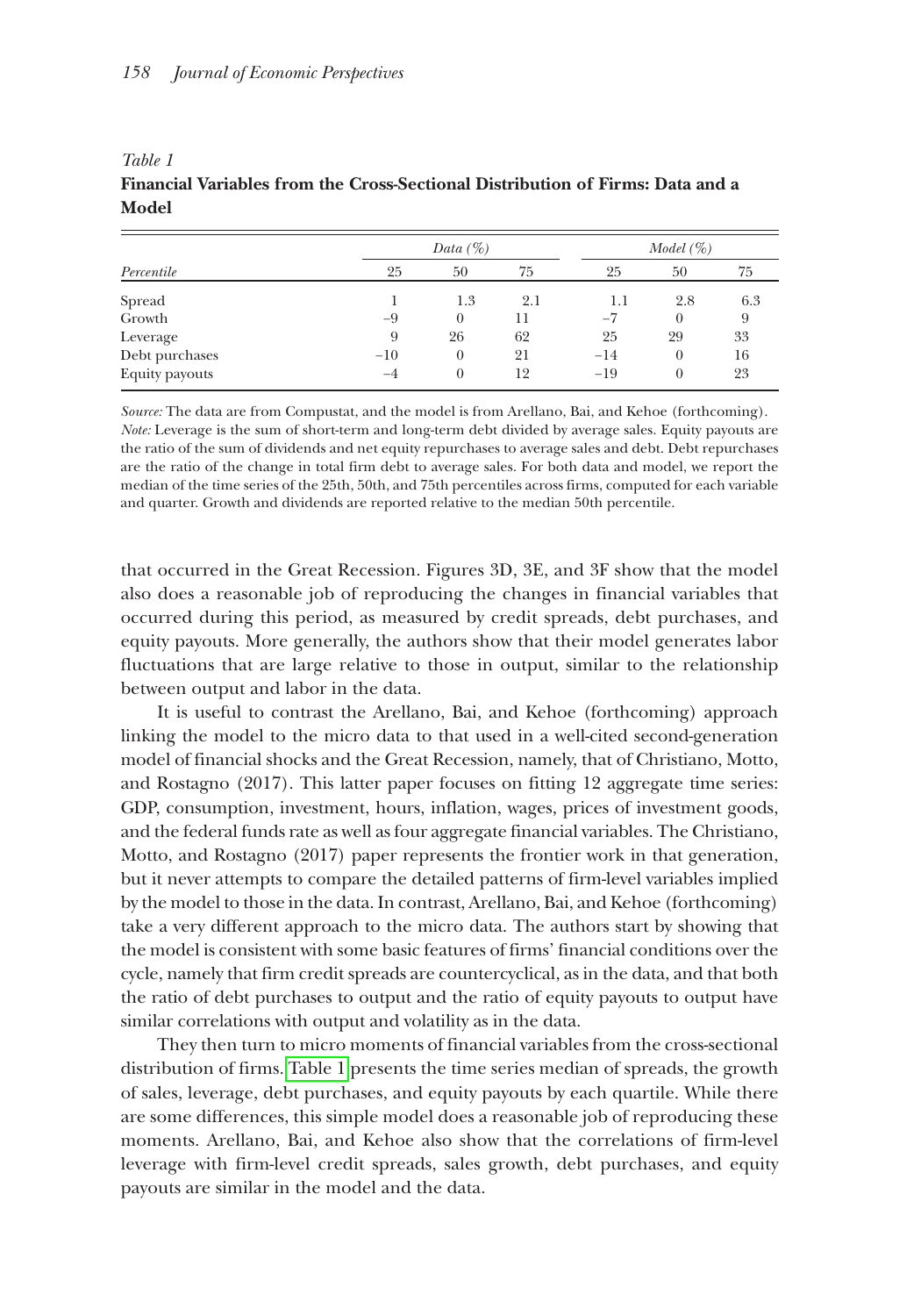*Table 1*
**Financial Variables from the Cross-Sectional Distribution of Firms: Data and a Model**

| | *Data (%)* | | | *Model (%)* | | |
|---|---|---|---|---|---|---|
| *Percentile* | 25 | 50 | 75 | 25 | 50 | 75 |
| Spread | 1 | 1.3 | 2.1 | 1.1 | 2.8 | 6.3 |
| Growth | −9 | 0 | 11 | −7 | 0 | 9 |
| Leverage | 9 | 26 | 62 | 25 | 29 | 33 |
| Debt purchases | −10 | 0 | 21 | −14 | 0 | 16 |
| Equity payouts | −4 | 0 | 12 | −19 | 0 | 23 |

*Source:* The data are from Compustat, and the model is from Arellano, Bai, and Kehoe (forthcoming).
*Note:* Leverage is the sum of short-term and long-term debt divided by average sales. Equity payouts are the ratio of the sum of dividends and net equity repurchases to average sales and debt. Debt repurchases are the ratio of the change in total firm debt to average sales. For both data and model, we report the median of the time series of the 25th, 50th, and 75th percentiles across firms, computed for each variable and quarter. Growth and dividends are reported relative to the median 50th percentile.

that occurred in the Great Recession. Figures 3D, 3E, and 3F show that the model also does a reasonable job of reproducing the changes in financial variables that occurred during this period, as measured by credit spreads, debt purchases, and equity payouts. More generally, the authors show that their model generates labor fluctuations that are large relative to those in output, similar to the relationship between output and labor in the data.

It is useful to contrast the Arellano, Bai, and Kehoe (forthcoming) approach linking the model to the micro data to that used in a well-cited second-generation model of financial shocks and the Great Recession, namely, that of Christiano, Motto, and Rostagno (2017). This latter paper focuses on fitting 12 aggregate time series: GDP, consumption, investment, hours, inflation, wages, prices of investment goods, and the federal funds rate as well as four aggregate financial variables. The Christiano, Motto, and Rostagno (2017) paper represents the frontier work in that generation, but it never attempts to compare the detailed patterns of firm-level variables implied by the model to those in the data. In contrast, Arellano, Bai, and Kehoe (forthcoming) take a very different approach to the micro data. The authors start by showing that the model is consistent with some basic features of firms' financial conditions over the cycle, namely that firm credit spreads are countercyclical, as in the data, and that both the ratio of debt purchases to output and the ratio of equity payouts to output have similar correlations with output and volatility as in the data.

They then turn to micro moments of financial variables from the cross-sectional distribution of firms. Table 1 presents the time series median of spreads, the growth of sales, leverage, debt purchases, and equity payouts by each quartile. While there are some differences, this simple model does a reasonable job of reproducing these moments. Arellano, Bai, and Kehoe also show that the correlations of firm-level leverage with firm-level credit spreads, sales growth, debt purchases, and equity payouts are similar in the model and the data.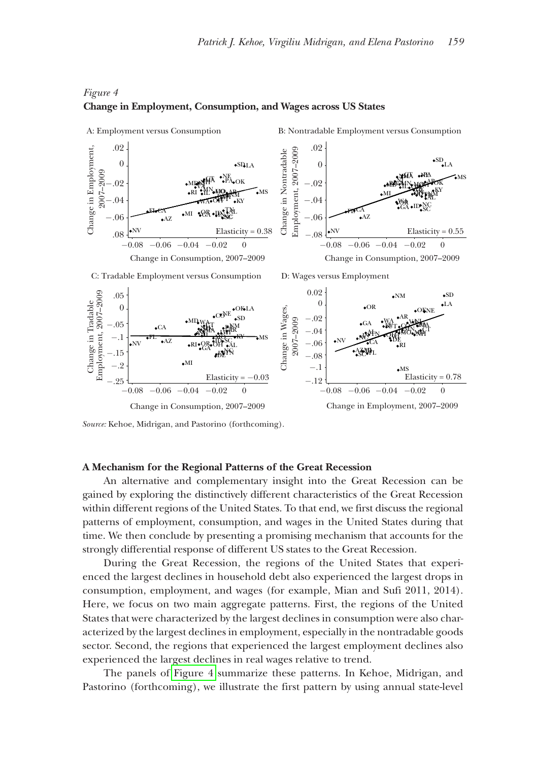*Figure 4*
**Change in Employment, Consumption, and Wages across US States**

A: Employment versus Consumption

B: Nontradable Employment versus Consumption

C: Tradable Employment versus Consumption

D: Wages versus Employment

*Source:* Kehoe, Midrigan, and Pastorino (forthcoming).

**A Mechanism for the Regional Patterns of the Great Recession**

An alternative and complementary insight into the Great Recession can be gained by exploring the distinctively different characteristics of the Great Recession within different regions of the United States. To that end, we first discuss the regional patterns of employment, consumption, and wages in the United States during that time. We then conclude by presenting a promising mechanism that accounts for the strongly differential response of different US states to the Great Recession.

During the Great Recession, the regions of the United States that experienced the largest declines in household debt also experienced the largest drops in consumption, employment, and wages (for example, Mian and Sufi 2011, 2014). Here, we focus on two main aggregate patterns. First, the regions of the United States that were characterized by the largest declines in consumption were also characterized by the largest declines in employment, especially in the nontradable goods sector. Second, the regions that experienced the largest employment declines also experienced the largest declines in real wages relative to trend.

The panels of Figure 4 summarize these patterns. In Kehoe, Midrigan, and Pastorino (forthcoming), we illustrate the first pattern by using annual state-level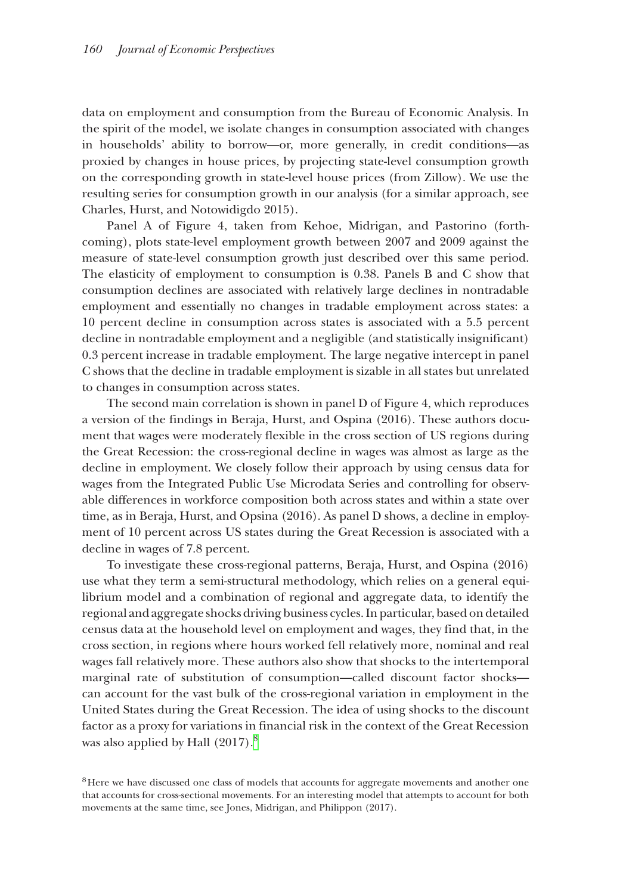data on employment and consumption from the Bureau of Economic Analysis. In the spirit of the model, we isolate changes in consumption associated with changes in households' ability to borrow—or, more generally, in credit conditions—as proxied by changes in house prices, by projecting state-level consumption growth on the corresponding growth in state-level house prices (from Zillow). We use the resulting series for consumption growth in our analysis (for a similar approach, see Charles, Hurst, and Notowidigdo 2015).

Panel A of Figure 4, taken from Kehoe, Midrigan, and Pastorino (forthcoming), plots state-level employment growth between 2007 and 2009 against the measure of state-level consumption growth just described over this same period. The elasticity of employment to consumption is 0.38. Panels B and C show that consumption declines are associated with relatively large declines in nontradable employment and essentially no changes in tradable employment across states: a 10 percent decline in consumption across states is associated with a 5.5 percent decline in nontradable employment and a negligible (and statistically insignificant) 0.3 percent increase in tradable employment. The large negative intercept in panel C shows that the decline in tradable employment is sizable in all states but unrelated to changes in consumption across states.

The second main correlation is shown in panel D of Figure 4, which reproduces a version of the findings in Beraja, Hurst, and Ospina (2016). These authors document that wages were moderately flexible in the cross section of US regions during the Great Recession: the cross-regional decline in wages was almost as large as the decline in employment. We closely follow their approach by using census data for wages from the Integrated Public Use Microdata Series and controlling for observable differences in workforce composition both across states and within a state over time, as in Beraja, Hurst, and Opsina (2016). As panel D shows, a decline in employment of 10 percent across US states during the Great Recession is associated with a decline in wages of 7.8 percent.

To investigate these cross-regional patterns, Beraja, Hurst, and Ospina (2016) use what they term a semi-structural methodology, which relies on a general equilibrium model and a combination of regional and aggregate data, to identify the regional and aggregate shocks driving business cycles. In particular, based on detailed census data at the household level on employment and wages, they find that, in the cross section, in regions where hours worked fell relatively more, nominal and real wages fall relatively more. These authors also show that shocks to the intertemporal marginal rate of substitution of consumption—called discount factor shocks—can account for the vast bulk of the cross-regional variation in employment in the United States during the Great Recession. The idea of using shocks to the discount factor as a proxy for variations in financial risk in the context of the Great Recession was also applied by Hall (2017).[8]

[8] Here we have discussed one class of models that accounts for aggregate movements and another one that accounts for cross-sectional movements. For an interesting model that attempts to account for both movements at the same time, see Jones, Midrigan, and Philippon (2017).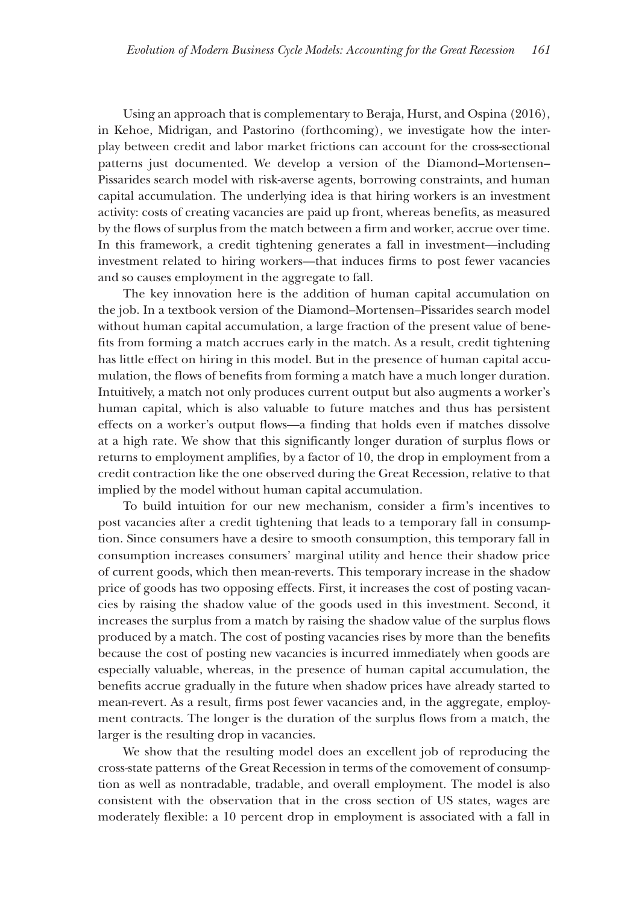Using an approach that is complementary to Beraja, Hurst, and Ospina (2016), in Kehoe, Midrigan, and Pastorino (forthcoming), we investigate how the interplay between credit and labor market frictions can account for the cross-sectional patterns just documented. We develop a version of the Diamond–Mortensen–Pissarides search model with risk-averse agents, borrowing constraints, and human capital accumulation. The underlying idea is that hiring workers is an investment activity: costs of creating vacancies are paid up front, whereas benefits, as measured by the flows of surplus from the match between a firm and worker, accrue over time. In this framework, a credit tightening generates a fall in investment—including investment related to hiring workers—that induces firms to post fewer vacancies and so causes employment in the aggregate to fall.

The key innovation here is the addition of human capital accumulation on the job. In a textbook version of the Diamond–Mortensen–Pissarides search model without human capital accumulation, a large fraction of the present value of benefits from forming a match accrues early in the match. As a result, credit tightening has little effect on hiring in this model. But in the presence of human capital accumulation, the flows of benefits from forming a match have a much longer duration. Intuitively, a match not only produces current output but also augments a worker's human capital, which is also valuable to future matches and thus has persistent effects on a worker's output flows—a finding that holds even if matches dissolve at a high rate. We show that this significantly longer duration of surplus flows or returns to employment amplifies, by a factor of 10, the drop in employment from a credit contraction like the one observed during the Great Recession, relative to that implied by the model without human capital accumulation.

To build intuition for our new mechanism, consider a firm's incentives to post vacancies after a credit tightening that leads to a temporary fall in consumption. Since consumers have a desire to smooth consumption, this temporary fall in consumption increases consumers' marginal utility and hence their shadow price of current goods, which then mean-reverts. This temporary increase in the shadow price of goods has two opposing effects. First, it increases the cost of posting vacancies by raising the shadow value of the goods used in this investment. Second, it increases the surplus from a match by raising the shadow value of the surplus flows produced by a match. The cost of posting vacancies rises by more than the benefits because the cost of posting new vacancies is incurred immediately when goods are especially valuable, whereas, in the presence of human capital accumulation, the benefits accrue gradually in the future when shadow prices have already started to mean-revert. As a result, firms post fewer vacancies and, in the aggregate, employment contracts. The longer is the duration of the surplus flows from a match, the larger is the resulting drop in vacancies.

We show that the resulting model does an excellent job of reproducing the cross-state patterns of the Great Recession in terms of the comovement of consumption as well as nontradable, tradable, and overall employment. The model is also consistent with the observation that in the cross section of US states, wages are moderately flexible: a 10 percent drop in employment is associated with a fall in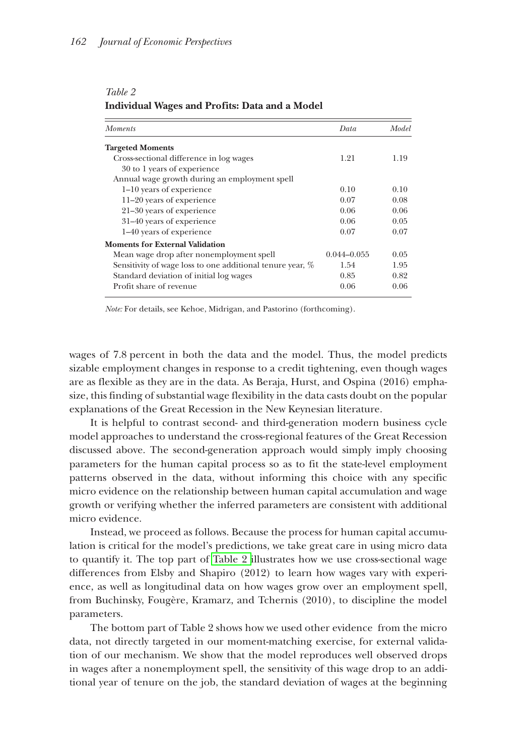*Table 2*
**Individual Wages and Profits: Data and a Model**

| *Moments* | *Data* | *Model* |
|---|---|---|
| **Targeted Moments** | | |
| Cross-sectional difference in log wages 30 to 1 years of experience | 1.21 | 1.19 |
| Annual wage growth during an employment spell | | |
| 1–10 years of experience | 0.10 | 0.10 |
| 11–20 years of experience | 0.07 | 0.08 |
| 21–30 years of experience | 0.06 | 0.06 |
| 31–40 years of experience | 0.06 | 0.05 |
| 1–40 years of experience | 0.07 | 0.07 |
| **Moments for External Validation** | | |
| Mean wage drop after nonemployment spell | 0.044–0.055 | 0.05 |
| Sensitivity of wage loss to one additional tenure year, % | 1.54 | 1.95 |
| Standard deviation of initial log wages | 0.85 | 0.82 |
| Profit share of revenue | 0.06 | 0.06 |

*Note:* For details, see Kehoe, Midrigan, and Pastorino (forthcoming).

wages of 7.8 percent in both the data and the model. Thus, the model predicts sizable employment changes in response to a credit tightening, even though wages are as flexible as they are in the data. As Beraja, Hurst, and Ospina (2016) emphasize, this finding of substantial wage flexibility in the data casts doubt on the popular explanations of the Great Recession in the New Keynesian literature.

It is helpful to contrast second- and third-generation modern business cycle model approaches to understand the cross-regional features of the Great Recession discussed above. The second-generation approach would simply imply choosing parameters for the human capital process so as to fit the state-level employment patterns observed in the data, without informing this choice with any specific micro evidence on the relationship between human capital accumulation and wage growth or verifying whether the inferred parameters are consistent with additional micro evidence.

Instead, we proceed as follows. Because the process for human capital accumulation is critical for the model's predictions, we take great care in using micro data to quantify it. The top part of Table 2 illustrates how we use cross-sectional wage differences from Elsby and Shapiro (2012) to learn how wages vary with experience, as well as longitudinal data on how wages grow over an employment spell, from Buchinsky, Fougère, Kramarz, and Tchernis (2010), to discipline the model parameters.

The bottom part of Table 2 shows how we used other evidence from the micro data, not directly targeted in our moment-matching exercise, for external validation of our mechanism. We show that the model reproduces well observed drops in wages after a nonemployment spell, the sensitivity of this wage drop to an additional year of tenure on the job, the standard deviation of wages at the beginning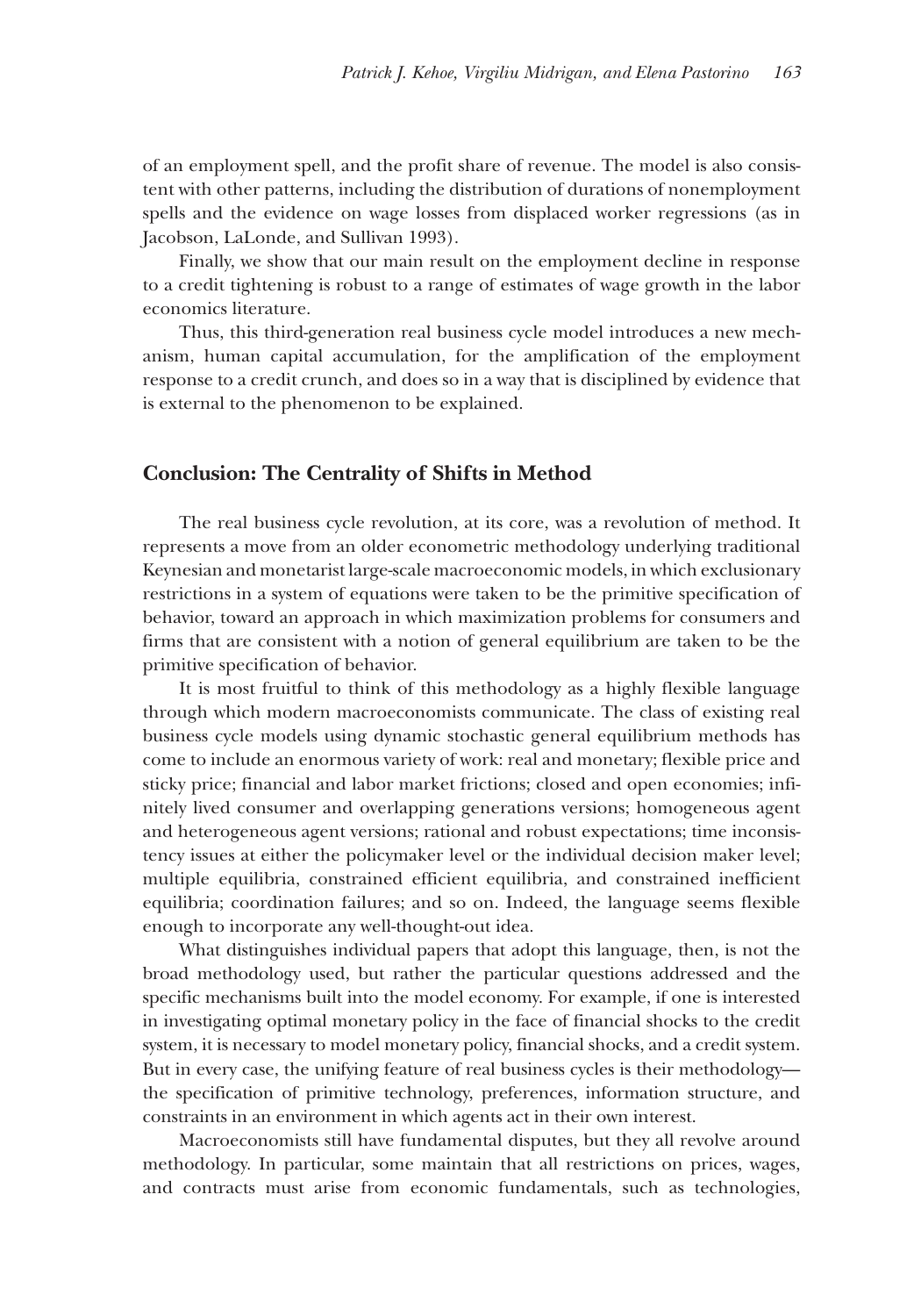of an employment spell, and the profit share of revenue. The model is also consistent with other patterns, including the distribution of durations of nonemployment spells and the evidence on wage losses from displaced worker regressions (as in Jacobson, LaLonde, and Sullivan 1993).

Finally, we show that our main result on the employment decline in response to a credit tightening is robust to a range of estimates of wage growth in the labor economics literature.

Thus, this third-generation real business cycle model introduces a new mechanism, human capital accumulation, for the amplification of the employment response to a credit crunch, and does so in a way that is disciplined by evidence that is external to the phenomenon to be explained.

## Conclusion: The Centrality of Shifts in Method

The real business cycle revolution, at its core, was a revolution of method. It represents a move from an older econometric methodology underlying traditional Keynesian and monetarist large-scale macroeconomic models, in which exclusionary restrictions in a system of equations were taken to be the primitive specification of behavior, toward an approach in which maximization problems for consumers and firms that are consistent with a notion of general equilibrium are taken to be the primitive specification of behavior.

It is most fruitful to think of this methodology as a highly flexible language through which modern macroeconomists communicate. The class of existing real business cycle models using dynamic stochastic general equilibrium methods has come to include an enormous variety of work: real and monetary; flexible price and sticky price; financial and labor market frictions; closed and open economies; infinitely lived consumer and overlapping generations versions; homogeneous agent and heterogeneous agent versions; rational and robust expectations; time inconsistency issues at either the policymaker level or the individual decision maker level; multiple equilibria, constrained efficient equilibria, and constrained inefficient equilibria; coordination failures; and so on. Indeed, the language seems flexible enough to incorporate any well-thought-out idea.

What distinguishes individual papers that adopt this language, then, is not the broad methodology used, but rather the particular questions addressed and the specific mechanisms built into the model economy. For example, if one is interested in investigating optimal monetary policy in the face of financial shocks to the credit system, it is necessary to model monetary policy, financial shocks, and a credit system. But in every case, the unifying feature of real business cycles is their methodology—the specification of primitive technology, preferences, information structure, and constraints in an environment in which agents act in their own interest.

Macroeconomists still have fundamental disputes, but they all revolve around methodology. In particular, some maintain that all restrictions on prices, wages, and contracts must arise from economic fundamentals, such as technologies,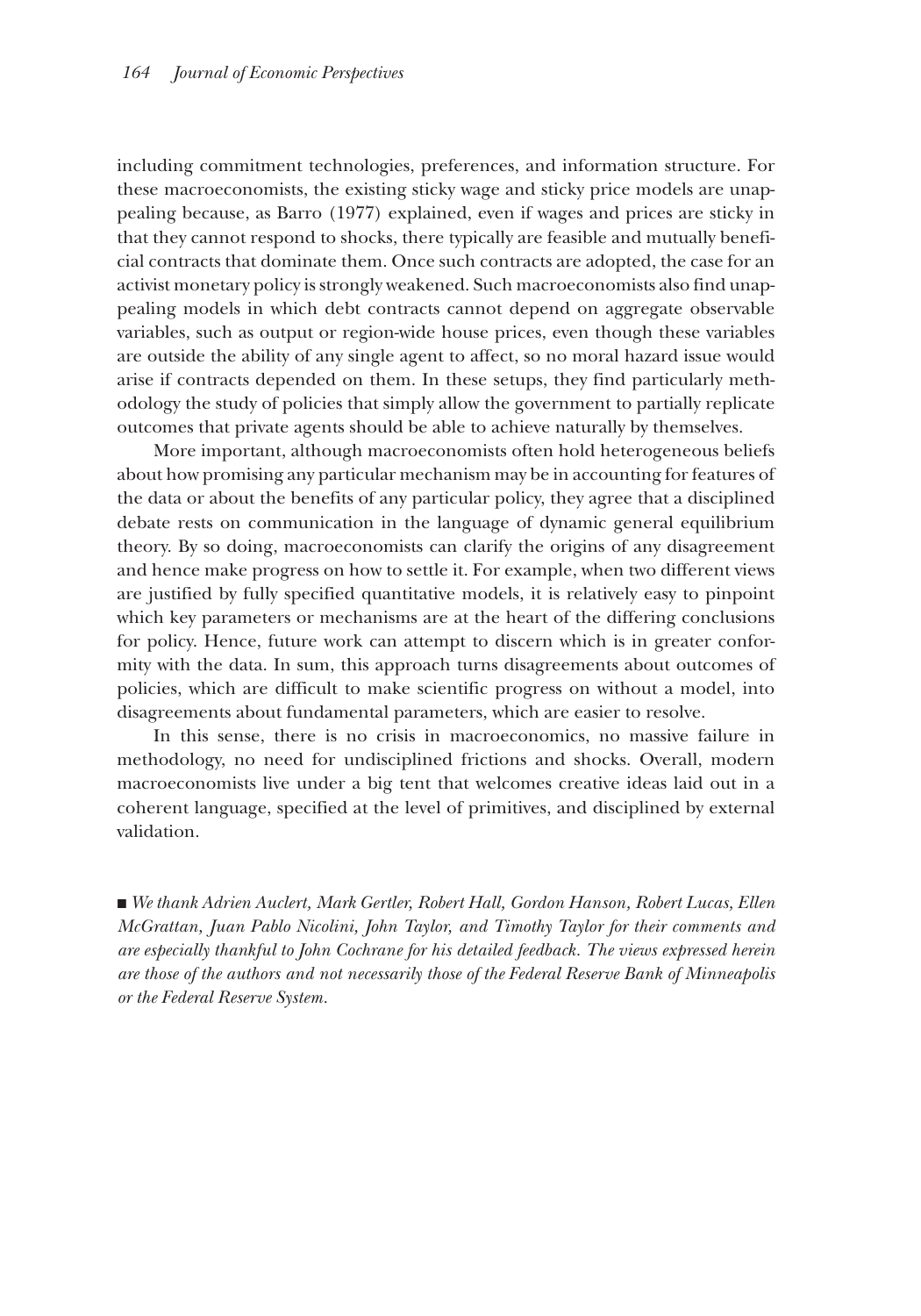including commitment technologies, preferences, and information structure. For these macroeconomists, the existing sticky wage and sticky price models are unappealing because, as Barro (1977) explained, even if wages and prices are sticky in that they cannot respond to shocks, there typically are feasible and mutually beneficial contracts that dominate them. Once such contracts are adopted, the case for an activist monetary policy is strongly weakened. Such macroeconomists also find unappealing models in which debt contracts cannot depend on aggregate observable variables, such as output or region-wide house prices, even though these variables are outside the ability of any single agent to affect, so no moral hazard issue would arise if contracts depended on them. In these setups, they find particularly methodology the study of policies that simply allow the government to partially replicate outcomes that private agents should be able to achieve naturally by themselves.

More important, although macroeconomists often hold heterogeneous beliefs about how promising any particular mechanism may be in accounting for features of the data or about the benefits of any particular policy, they agree that a disciplined debate rests on communication in the language of dynamic general equilibrium theory. By so doing, macroeconomists can clarify the origins of any disagreement and hence make progress on how to settle it. For example, when two different views are justified by fully specified quantitative models, it is relatively easy to pinpoint which key parameters or mechanisms are at the heart of the differing conclusions for policy. Hence, future work can attempt to discern which is in greater conformity with the data. In sum, this approach turns disagreements about outcomes of policies, which are difficult to make scientific progress on without a model, into disagreements about fundamental parameters, which are easier to resolve.

In this sense, there is no crisis in macroeconomics, no massive failure in methodology, no need for undisciplined frictions and shocks. Overall, modern macroeconomists live under a big tent that welcomes creative ideas laid out in a coherent language, specified at the level of primitives, and disciplined by external validation.

■ *We thank Adrien Auclert, Mark Gertler, Robert Hall, Gordon Hanson, Robert Lucas, Ellen McGrattan, Juan Pablo Nicolini, John Taylor, and Timothy Taylor for their comments and are especially thankful to John Cochrane for his detailed feedback. The views expressed herein are those of the authors and not necessarily those of the Federal Reserve Bank of Minneapolis or the Federal Reserve System.*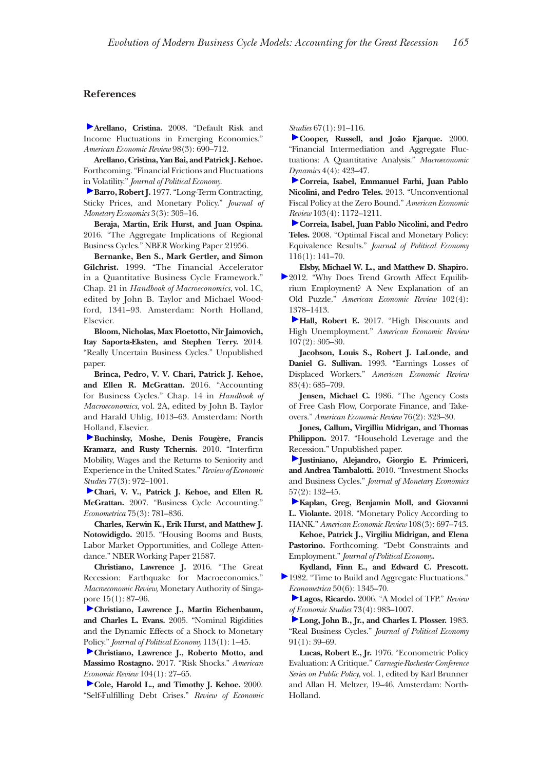## References

**Arellano, Cristina.** 2008. "Default Risk and Income Fluctuations in Emerging Economies." *American Economic Review* 98(3): 690–712.

**Arellano, Cristina, Yan Bai, and Patrick J. Kehoe.** Forthcoming. "Financial Frictions and Fluctuations in Volatility." *Journal of Political Economy.*

**Barro, Robert J.** 1977. "Long-Term Contracting, Sticky Prices, and Monetary Policy." *Journal of Monetary Economics* 3(3): 305–16.

**Beraja, Martin, Erik Hurst, and Juan Ospina.** 2016. "The Aggregate Implications of Regional Business Cycles." NBER Working Paper 21956.

**Bernanke, Ben S., Mark Gertler, and Simon Gilchrist.** 1999. "The Financial Accelerator in a Quantitative Business Cycle Framework." Chap. 21 in *Handbook of Macroeconomics*, vol. 1C, edited by John B. Taylor and Michael Woodford, 1341–93. Amsterdam: North Holland, Elsevier.

**Bloom, Nicholas, Max Floetotto, Nir Jaimovich, Itay Saporta-Eksten, and Stephen Terry.** 2014. "Really Uncertain Business Cycles." Unpublished paper.

**Brinca, Pedro, V. V. Chari, Patrick J. Kehoe, and Ellen R. McGrattan.** 2016. "Accounting for Business Cycles." Chap. 14 in *Handbook of Macroeconomics*, vol. 2A, edited by John B. Taylor and Harald Uhlig, 1013–63. Amsterdam: North Holland, Elsevier.

**Buchinsky, Moshe, Denis Fougère, Francis Kramarz, and Rusty Tchernis.** 2010. "Interfirm Mobility, Wages and the Returns to Seniority and Experience in the United States." *Review of Economic Studies* 77(3): 972–1001.

**Chari, V. V., Patrick J. Kehoe, and Ellen R. McGrattan.** 2007. "Business Cycle Accounting." *Econometrica* 75(3): 781–836.

**Charles, Kerwin K., Erik Hurst, and Matthew J. Notowidigdo.** 2015. "Housing Booms and Busts, Labor Market Opportunities, and College Attendance." NBER Working Paper 21587.

**Christiano, Lawrence J.** 2016. "The Great Recession: Earthquake for Macroeconomics." *Macroeconomic Review,* Monetary Authority of Singapore 15(1): 87–96.

**Christiano, Lawrence J., Martin Eichenbaum, and Charles L. Evans.** 2005. "Nominal Rigidities and the Dynamic Effects of a Shock to Monetary Policy." *Journal of Political Economy* 113(1): 1–45.

**Christiano, Lawrence J., Roberto Motto, and Massimo Rostagno.** 2017. "Risk Shocks." *American Economic Review* 104(1): 27–65.

**Cole, Harold L., and Timothy J. Kehoe.** 2000. "Self-Fulfilling Debt Crises." *Review of Economic Studies* 67(1): 91–116.

**Cooper, Russell, and João Ejarque.** 2000. "Financial Intermediation and Aggregate Fluctuations: A Quantitative Analysis." *Macroeconomic Dynamics* 4(4): 423–47.

**Correia, Isabel, Emmanuel Farhi, Juan Pablo Nicolini, and Pedro Teles.** 2013. "Unconventional Fiscal Policy at the Zero Bound." *American Economic Review* 103(4): 1172–1211.

**Correia, Isabel, Juan Pablo Nicolini, and Pedro Teles.** 2008. "Optimal Fiscal and Monetary Policy: Equivalence Results." *Journal of Political Economy* 116(1): 141–70.

**Elsby, Michael W. L., and Matthew D. Shapiro.** 2012. "Why Does Trend Growth Affect Equilibrium Employment? A New Explanation of an Old Puzzle." *American Economic Review* 102(4): 1378–1413.

**Hall, Robert E.** 2017. "High Discounts and High Unemployment." *American Economic Review* 107(2): 305–30.

**Jacobson, Louis S., Robert J. LaLonde, and Daniel G. Sullivan.** 1993. "Earnings Losses of Displaced Workers." *American Economic Review* 83(4): 685–709.

**Jensen, Michael C.** 1986. "The Agency Costs of Free Cash Flow, Corporate Finance, and Takeovers." *American Economic Review* 76(2): 323–30.

**Jones, Callum, Virgilliu Midrigan, and Thomas Philippon.** 2017. "Household Leverage and the Recession." Unpublished paper.

**Justiniano, Alejandro, Giorgio E. Primiceri, and Andrea Tambalotti.** 2010. "Investment Shocks and Business Cycles." *Journal of Monetary Economics* 57(2): 132–45.

**Kaplan, Greg, Benjamin Moll, and Giovanni L. Violante.** 2018. "Monetary Policy According to HANK." *American Economic Review* 108(3): 697–743.

**Kehoe, Patrick J., Virgiliu Midrigan, and Elena Pastorino.** Forthcoming. "Debt Constraints and Employment." *Journal of Political Economy.*

**Kydland, Finn E., and Edward C. Prescott.** 1982. "Time to Build and Aggregate Fluctuations." *Econometrica* 50(6): 1345–70.

**Lagos, Ricardo.** 2006. "A Model of TFP." *Review of Economic Studies* 73(4): 983–1007.

**Long, John B., Jr., and Charles I. Plosser.** 1983. "Real Business Cycles." *Journal of Political Economy* 91(1): 39–69.

**Lucas, Robert E., Jr.** 1976. "Econometric Policy Evaluation: A Critique." *Carnegie-Rochester Conference Series on Public Policy,* vol. 1, edited by Karl Brunner and Allan H. Meltzer, 19–46. Amsterdam: North-Holland.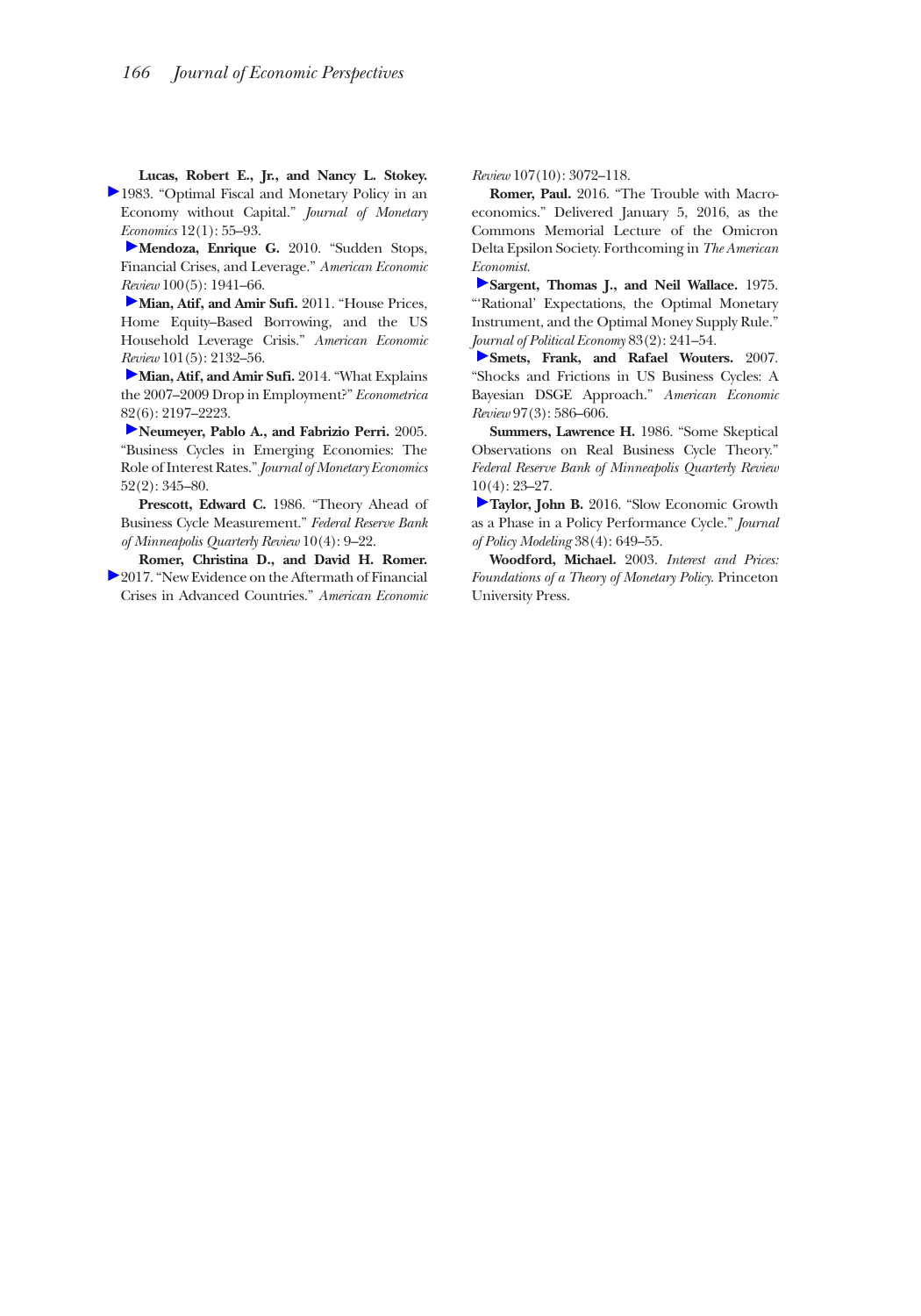**Lucas, Robert E., Jr., and Nancy L. Stokey.** 1983. "Optimal Fiscal and Monetary Policy in an Economy without Capital." *Journal of Monetary Economics* 12(1): 55–93.

**Mendoza, Enrique G.** 2010. "Sudden Stops, Financial Crises, and Leverage." *American Economic Review* 100(5): 1941–66.

**Mian, Atif, and Amir Sufi.** 2011. "House Prices, Home Equity–Based Borrowing, and the US Household Leverage Crisis." *American Economic Review* 101(5): 2132–56.

**Mian, Atif, and Amir Sufi.** 2014. "What Explains the 2007–2009 Drop in Employment?" *Econometrica* 82(6): 2197–2223.

**Neumeyer, Pablo A., and Fabrizio Perri.** 2005. "Business Cycles in Emerging Economies: The Role of Interest Rates." *Journal of Monetary Economics* 52(2): 345–80.

**Prescott, Edward C.** 1986. "Theory Ahead of Business Cycle Measurement." *Federal Reserve Bank of Minneapolis Quarterly Review* 10(4): 9–22.

**Romer, Christina D., and David H. Romer.** 2017. "New Evidence on the Aftermath of Financial Crises in Advanced Countries." *American Economic Review* 107(10): 3072–118.

**Romer, Paul.** 2016. "The Trouble with Macroeconomics." Delivered January 5, 2016, as the Commons Memorial Lecture of the Omicron Delta Epsilon Society. Forthcoming in *The American Economist.*

**Sargent, Thomas J., and Neil Wallace.** 1975. "'Rational' Expectations, the Optimal Monetary Instrument, and the Optimal Money Supply Rule." *Journal of Political Economy* 83(2): 241–54.

**Smets, Frank, and Rafael Wouters.** 2007. "Shocks and Frictions in US Business Cycles: A Bayesian DSGE Approach." *American Economic Review* 97(3): 586–606.

**Summers, Lawrence H.** 1986. "Some Skeptical Observations on Real Business Cycle Theory." *Federal Reserve Bank of Minneapolis Quarterly Review* 10(4): 23–27.

**Taylor, John B.** 2016. "Slow Economic Growth as a Phase in a Policy Performance Cycle." *Journal of Policy Modeling* 38(4): 649–55.

**Woodford, Michael.** 2003. *Interest and Prices: Foundations of a Theory of Monetary Policy.* Princeton University Press.